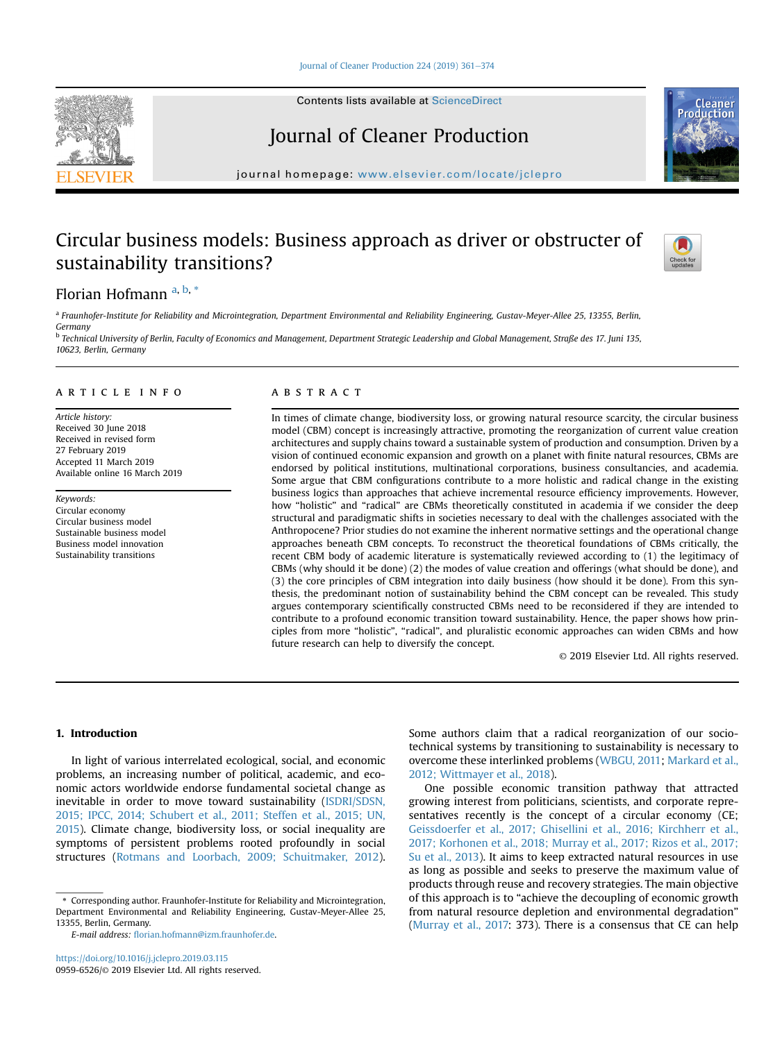# Circular business models: Business approach as driver or obstructer of sustainability transitions?

Florian Hofmann [a, b, *]

[a] Fraunhofer-Institute for Reliability and Microintegration, Department Environmental and Reliability Engineering, Gustav-Meyer-Allee 25, 13355, Berlin, Germany

[b] Technical University of Berlin, Faculty of Economics and Management, Department Strategic Leadership and Global Management, Straße des 17. Juni 135, 10623, Berlin, Germany

## ARTICLE INFO

*Article history:*
Received 30 June 2018
Received in revised form
27 February 2019
Accepted 11 March 2019
Available online 16 March 2019

*Keywords:*
Circular economy
Circular business model
Sustainable business model
Business model innovation
Sustainability transitions

## ABSTRACT

In times of climate change, biodiversity loss, or growing natural resource scarcity, the circular business model (CBM) concept is increasingly attractive, promoting the reorganization of current value creation architectures and supply chains toward a sustainable system of production and consumption. Driven by a vision of continued economic expansion and growth on a planet with finite natural resources, CBMs are endorsed by political institutions, multinational corporations, business consultancies, and academia. Some argue that CBM configurations contribute to a more holistic and radical change in the existing business logics than approaches that achieve incremental resource efficiency improvements. However, how "holistic" and "radical" are CBMs theoretically constituted in academia if we consider the deep structural and paradigmatic shifts in societies necessary to deal with the challenges associated with the Anthropocene? Prior studies do not examine the inherent normative settings and the operational change approaches beneath CBM concepts. To reconstruct the theoretical foundations of CBMs critically, the recent CBM body of academic literature is systematically reviewed according to (1) the legitimacy of CBMs (why should it be done) (2) the modes of value creation and offerings (what should be done), and (3) the core principles of CBM integration into daily business (how should it be done). From this synthesis, the predominant notion of sustainability behind the CBM concept can be revealed. This study argues contemporary scientifically constructed CBMs need to be reconsidered if they are intended to contribute to a profound economic transition toward sustainability. Hence, the paper shows how principles from more "holistic", "radical", and pluralistic economic approaches can widen CBMs and how future research can help to diversify the concept.

© 2019 Elsevier Ltd. All rights reserved.

## 1. Introduction

In light of various interrelated ecological, social, and economic problems, an increasing number of political, academic, and economic actors worldwide endorse fundamental societal change as inevitable in order to move toward sustainability (ISDRI/SDSN, 2015; IPCC, 2014; Schubert et al., 2011; Steffen et al., 2015; UN, 2015). Climate change, biodiversity loss, or social inequality are symptoms of persistent problems rooted profoundly in social structures (Rotmans and Loorbach, 2009; Schuitmaker, 2012). Some authors claim that a radical reorganization of our socio-technical systems by transitioning to sustainability is necessary to overcome these interlinked problems (WBGU, 2011; Markard et al., 2012; Wittmayer et al., 2018).

One possible economic transition pathway that attracted growing interest from politicians, scientists, and corporate representatives recently is the concept of a circular economy (CE; Geissdoerfer et al., 2017; Ghisellini et al., 2016; Kirchherr et al., 2017; Korhonen et al., 2018; Murray et al., 2017; Rizos et al., 2017; Su et al., 2013). It aims to keep extracted natural resources in use as long as possible and seeks to preserve the maximum value of products through reuse and recovery strategies. The main objective of this approach is to "achieve the decoupling of economic growth from natural resource depletion and environmental degradation" (Murray et al., 2017: 373). There is a consensus that CE can help

\* Corresponding author. Fraunhofer-Institute for Reliability and Microintegration, Department Environmental and Reliability Engineering, Gustav-Meyer-Allee 25, 13355, Berlin, Germany.

*E-mail address:* florian.hofmann@izm.fraunhofer.de.

https://doi.org/10.1016/j.jclepro.2019.03.115
0959-6526/© 2019 Elsevier Ltd. All rights reserved.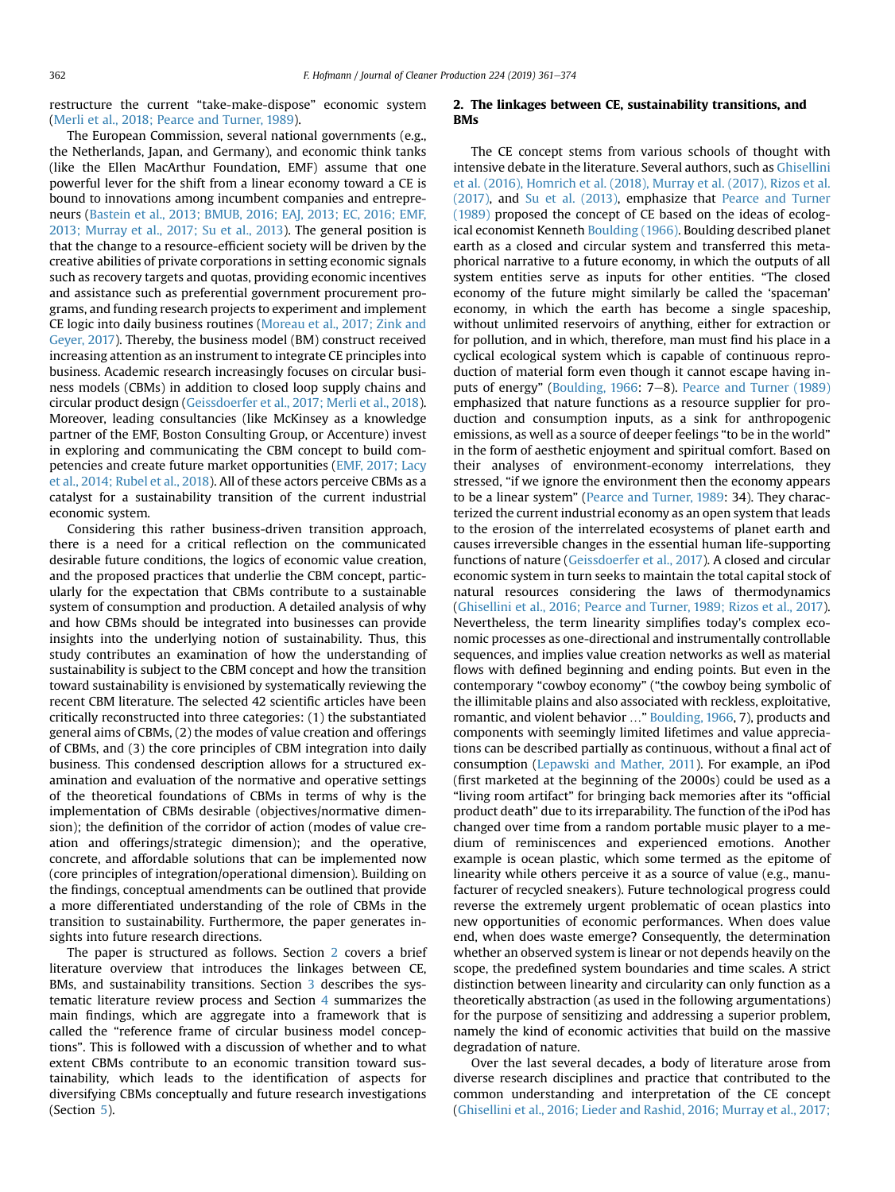restructure the current "take-make-dispose" economic system (Merli et al., 2018; Pearce and Turner, 1989).

The European Commission, several national governments (e.g., the Netherlands, Japan, and Germany), and economic think tanks (like the Ellen MacArthur Foundation, EMF) assume that one powerful lever for the shift from a linear economy toward a CE is bound to innovations among incumbent companies and entrepreneurs (Bastein et al., 2013; BMUB, 2016; EAJ, 2013; EC, 2016; EMF, 2013; Murray et al., 2017; Su et al., 2013). The general position is that the change to a resource-efficient society will be driven by the creative abilities of private corporations in setting economic signals such as recovery targets and quotas, providing economic incentives and assistance such as preferential government procurement programs, and funding research projects to experiment and implement CE logic into daily business routines (Moreau et al., 2017; Zink and Geyer, 2017). Thereby, the business model (BM) construct received increasing attention as an instrument to integrate CE principles into business. Academic research increasingly focuses on circular business models (CBMs) in addition to closed loop supply chains and circular product design (Geissdoerfer et al., 2017; Merli et al., 2018). Moreover, leading consultancies (like McKinsey as a knowledge partner of the EMF, Boston Consulting Group, or Accenture) invest in exploring and communicating the CBM concept to build competencies and create future market opportunities (EMF, 2017; Lacy et al., 2014; Rubel et al., 2018). All of these actors perceive CBMs as a catalyst for a sustainability transition of the current industrial economic system.

Considering this rather business-driven transition approach, there is a need for a critical reflection on the communicated desirable future conditions, the logics of economic value creation, and the proposed practices that underlie the CBM concept, particularly for the expectation that CBMs contribute to a sustainable system of consumption and production. A detailed analysis of why and how CBMs should be integrated into businesses can provide insights into the underlying notion of sustainability. Thus, this study contributes an examination of how the understanding of sustainability is subject to the CBM concept and how the transition toward sustainability is envisioned by systematically reviewing the recent CBM literature. The selected 42 scientific articles have been critically reconstructed into three categories: (1) the substantiated general aims of CBMs, (2) the modes of value creation and offerings of CBMs, and (3) the core principles of CBM integration into daily business. This condensed description allows for a structured examination and evaluation of the normative and operative settings of the theoretical foundations of CBMs in terms of why is the implementation of CBMs desirable (objectives/normative dimension); the definition of the corridor of action (modes of value creation and offerings/strategic dimension); and the operative, concrete, and affordable solutions that can be implemented now (core principles of integration/operational dimension). Building on the findings, conceptual amendments can be outlined that provide a more differentiated understanding of the role of CBMs in the transition to sustainability. Furthermore, the paper generates insights into future research directions.

The paper is structured as follows. Section 2 covers a brief literature overview that introduces the linkages between CE, BMs, and sustainability transitions. Section 3 describes the systematic literature review process and Section 4 summarizes the main findings, which are aggregate into a framework that is called the "reference frame of circular business model conceptions". This is followed with a discussion of whether and to what extent CBMs contribute to an economic transition toward sustainability, which leads to the identification of aspects for diversifying CBMs conceptually and future research investigations (Section 5).

## 2. The linkages between CE, sustainability transitions, and BMs

The CE concept stems from various schools of thought with intensive debate in the literature. Several authors, such as Ghisellini et al. (2016), Homrich et al. (2018), Murray et al. (2017), Rizos et al. (2017), and Su et al. (2013), emphasize that Pearce and Turner (1989) proposed the concept of CE based on the ideas of ecological economist Kenneth Boulding (1966). Boulding described planet earth as a closed and circular system and transferred this metaphorical narrative to a future economy, in which the outputs of all system entities serve as inputs for other entities. "The closed economy of the future might similarly be called the 'spaceman' economy, in which the earth has become a single spaceship, without unlimited reservoirs of anything, either for extraction or for pollution, and in which, therefore, man must find his place in a cyclical ecological system which is capable of continuous reproduction of material form even though it cannot escape having inputs of energy" (Boulding, 1966: 7–8). Pearce and Turner (1989) emphasized that nature functions as a resource supplier for production and consumption inputs, as a sink for anthropogenic emissions, as well as a source of deeper feelings "to be in the world" in the form of aesthetic enjoyment and spiritual comfort. Based on their analyses of environment-economy interrelations, they stressed, "if we ignore the environment then the economy appears to be a linear system" (Pearce and Turner, 1989: 34). They characterized the current industrial economy as an open system that leads to the erosion of the interrelated ecosystems of planet earth and causes irreversible changes in the essential human life-supporting functions of nature (Geissdoerfer et al., 2017). A closed and circular economic system in turn seeks to maintain the total capital stock of natural resources considering the laws of thermodynamics (Ghisellini et al., 2016; Pearce and Turner, 1989; Rizos et al., 2017). Nevertheless, the term linearity simplifies today's complex economic processes as one-directional and instrumentally controllable sequences, and implies value creation networks as well as material flows with defined beginning and ending points. But even in the contemporary "cowboy economy" ("the cowboy being symbolic of the illimitable plains and also associated with reckless, exploitative, romantic, and violent behavior …" Boulding, 1966, 7), products and components with seemingly limited lifetimes and value appreciations can be described partially as continuous, without a final act of consumption (Lepawski and Mather, 2011). For example, an iPod (first marketed at the beginning of the 2000s) could be used as a "living room artifact" for bringing back memories after its "official product death" due to its irreparability. The function of the iPod has changed over time from a random portable music player to a medium of reminiscences and experienced emotions. Another example is ocean plastic, which some termed as the epitome of linearity while others perceive it as a source of value (e.g., manufacturer of recycled sneakers). Future technological progress could reverse the extremely urgent problematic of ocean plastics into new opportunities of economic performances. When does value end, when does waste emerge? Consequently, the determination whether an observed system is linear or not depends heavily on the scope, the predefined system boundaries and time scales. A strict distinction between linearity and circularity can only function as a theoretically abstraction (as used in the following argumentations) for the purpose of sensitizing and addressing a superior problem, namely the kind of economic activities that build on the massive degradation of nature.

Over the last several decades, a body of literature arose from diverse research disciplines and practice that contributed to the common understanding and interpretation of the CE concept (Ghisellini et al., 2016; Lieder and Rashid, 2016; Murray et al., 2017;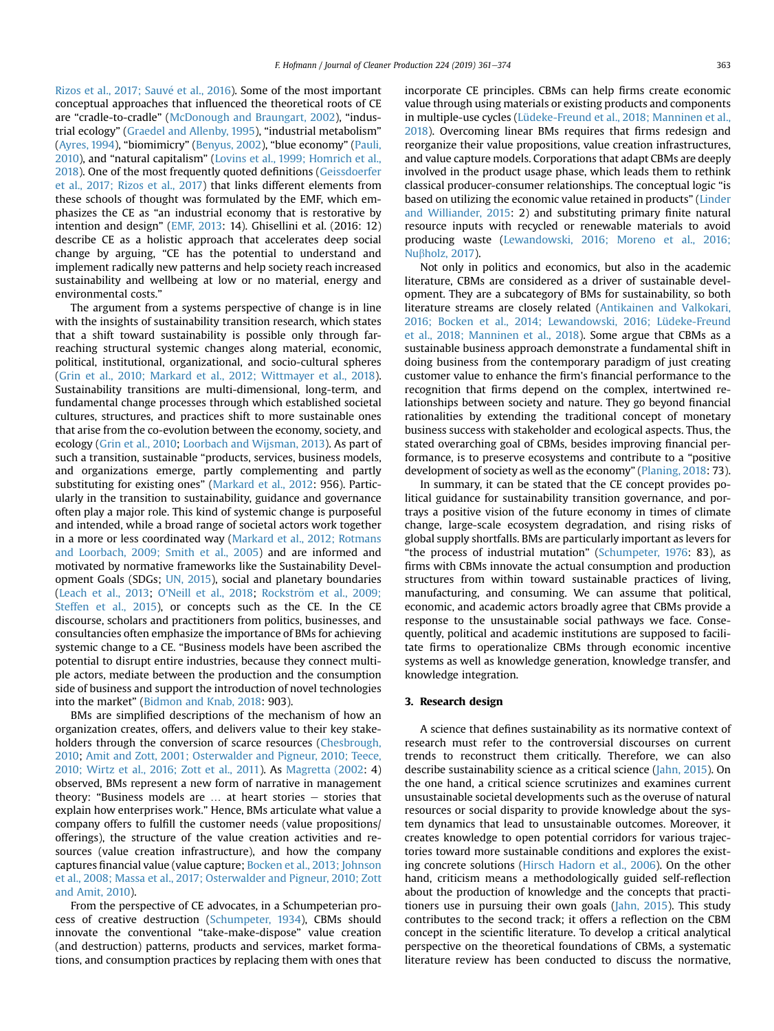Rizos et al., 2017; Sauvé et al., 2016). Some of the most important conceptual approaches that influenced the theoretical roots of CE are "cradle-to-cradle" (McDonough and Braungart, 2002), "industrial ecology" (Graedel and Allenby, 1995), "industrial metabolism" (Ayres, 1994), "biomimicry" (Benyus, 2002), "blue economy" (Pauli, 2010), and "natural capitalism" (Lovins et al., 1999; Homrich et al., 2018). One of the most frequently quoted definitions (Geissdoerfer et al., 2017; Rizos et al., 2017) that links different elements from these schools of thought was formulated by the EMF, which emphasizes the CE as "an industrial economy that is restorative by intention and design" (EMF, 2013: 14). Ghisellini et al. (2016: 12) describe CE as a holistic approach that accelerates deep social change by arguing, "CE has the potential to understand and implement radically new patterns and help society reach increased sustainability and wellbeing at low or no material, energy and environmental costs."

The argument from a systems perspective of change is in line with the insights of sustainability transition research, which states that a shift toward sustainability is possible only through far-reaching structural systemic changes along material, economic, political, institutional, organizational, and socio-cultural spheres (Grin et al., 2010; Markard et al., 2012; Wittmayer et al., 2018). Sustainability transitions are multi-dimensional, long-term, and fundamental change processes through which established societal cultures, structures, and practices shift to more sustainable ones that arise from the co-evolution between the economy, society, and ecology (Grin et al., 2010; Loorbach and Wijsman, 2013). As part of such a transition, sustainable "products, services, business models, and organizations emerge, partly complementing and partly substituting for existing ones" (Markard et al., 2012: 956). Particularly in the transition to sustainability, guidance and governance often play a major role. This kind of systemic change is purposeful and intended, while a broad range of societal actors work together in a more or less coordinated way (Markard et al., 2012; Rotmans and Loorbach, 2009; Smith et al., 2005) and are informed and motivated by normative frameworks like the Sustainability Development Goals (SDGs; UN, 2015), social and planetary boundaries (Leach et al., 2013; O'Neill et al., 2018; Rockström et al., 2009; Steffen et al., 2015), or concepts such as the CE. In the CE discourse, scholars and practitioners from politics, businesses, and consultancies often emphasize the importance of BMs for achieving systemic change to a CE. "Business models have been ascribed the potential to disrupt entire industries, because they connect multiple actors, mediate between the production and the consumption side of business and support the introduction of novel technologies into the market" (Bidmon and Knab, 2018: 903).

BMs are simplified descriptions of the mechanism of how an organization creates, offers, and delivers value to their key stakeholders through the conversion of scarce resources (Chesbrough, 2010; Amit and Zott, 2001; Osterwalder and Pigneur, 2010; Teece, 2010; Wirtz et al., 2016; Zott et al., 2011). As Magretta (2002: 4) observed, BMs represent a new form of narrative in management theory: "Business models are … at heart stories – stories that explain how enterprises work." Hence, BMs articulate what value a company offers to fulfill the customer needs (value propositions/offerings), the structure of the value creation activities and resources (value creation infrastructure), and how the company captures financial value (value capture; Bocken et al., 2013; Johnson et al., 2008; Massa et al., 2017; Osterwalder and Pigneur, 2010; Zott and Amit, 2010).

From the perspective of CE advocates, in a Schumpeterian process of creative destruction (Schumpeter, 1934), CBMs should innovate the conventional "take-make-dispose" value creation (and destruction) patterns, products and services, market formations, and consumption practices by replacing them with ones that incorporate CE principles. CBMs can help firms create economic value through using materials or existing products and components in multiple-use cycles (Lüdeke-Freund et al., 2018; Manninen et al., 2018). Overcoming linear BMs requires that firms redesign and reorganize their value propositions, value creation infrastructures, and value capture models. Corporations that adapt CBMs are deeply involved in the product usage phase, which leads them to rethink classical producer-consumer relationships. The conceptual logic "is based on utilizing the economic value retained in products" (Linder and Williander, 2015: 2) and substituting primary finite natural resource inputs with recycled or renewable materials to avoid producing waste (Lewandowski, 2016; Moreno et al., 2016; Nuβholz, 2017).

Not only in politics and economics, but also in the academic literature, CBMs are considered as a driver of sustainable development. They are a subcategory of BMs for sustainability, so both literature streams are closely related (Antikainen and Valkokari, 2016; Bocken et al., 2014; Lewandowski, 2016; Lüdeke-Freund et al., 2018; Manninen et al., 2018). Some argue that CBMs as a sustainable business approach demonstrate a fundamental shift in doing business from the contemporary paradigm of just creating customer value to enhance the firm's financial performance to the recognition that firms depend on the complex, intertwined relationships between society and nature. They go beyond financial rationalities by extending the traditional concept of monetary business success with stakeholder and ecological aspects. Thus, the stated overarching goal of CBMs, besides improving financial performance, is to preserve ecosystems and contribute to a "positive development of society as well as the economy" (Planing, 2018: 73).

In summary, it can be stated that the CE concept provides political guidance for sustainability transition governance, and portrays a positive vision of the future economy in times of climate change, large-scale ecosystem degradation, and rising risks of global supply shortfalls. BMs are particularly important as levers for "the process of industrial mutation" (Schumpeter, 1976: 83), as firms with CBMs innovate the actual consumption and production structures from within toward sustainable practices of living, manufacturing, and consuming. We can assume that political, economic, and academic actors broadly agree that CBMs provide a response to the unsustainable social pathways we face. Consequently, political and academic institutions are supposed to facilitate firms to operationalize CBMs through economic incentive systems as well as knowledge generation, knowledge transfer, and knowledge integration.

## 3. Research design

A science that defines sustainability as its normative context of research must refer to the controversial discourses on current trends to reconstruct them critically. Therefore, we can also describe sustainability science as a critical science (Jahn, 2015). On the one hand, a critical science scrutinizes and examines current unsustainable societal developments such as the overuse of natural resources or social disparity to provide knowledge about the system dynamics that lead to unsustainable outcomes. Moreover, it creates knowledge to open potential corridors for various trajectories toward more sustainable conditions and explores the existing concrete solutions (Hirsch Hadorn et al., 2006). On the other hand, criticism means a methodologically guided self-reflection about the production of knowledge and the concepts that practitioners use in pursuing their own goals (Jahn, 2015). This study contributes to the second track; it offers a reflection on the CBM concept in the scientific literature. To develop a critical analytical perspective on the theoretical foundations of CBMs, a systematic literature review has been conducted to discuss the normative,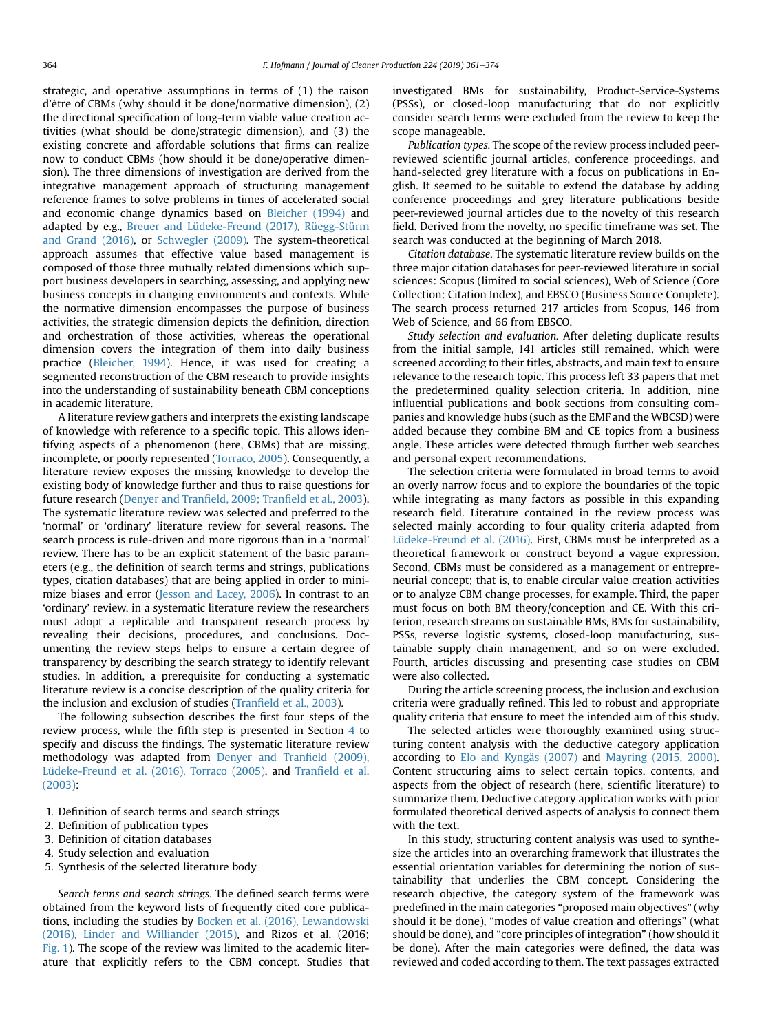strategic, and operative assumptions in terms of (1) the raison d'être of CBMs (why should it be done/normative dimension), (2) the directional specification of long-term viable value creation activities (what should be done/strategic dimension), and (3) the existing concrete and affordable solutions that firms can realize now to conduct CBMs (how should it be done/operative dimension). The three dimensions of investigation are derived from the integrative management approach of structuring management reference frames to solve problems in times of accelerated social and economic change dynamics based on Bleicher (1994) and adapted by e.g., Breuer and Lüdeke-Freund (2017), Rüegg-Stürm and Grand (2016), or Schwegler (2009). The system-theoretical approach assumes that effective value based management is composed of those three mutually related dimensions which support business developers in searching, assessing, and applying new business concepts in changing environments and contexts. While the normative dimension encompasses the purpose of business activities, the strategic dimension depicts the definition, direction and orchestration of those activities, whereas the operational dimension covers the integration of them into daily business practice (Bleicher, 1994). Hence, it was used for creating a segmented reconstruction of the CBM research to provide insights into the understanding of sustainability beneath CBM conceptions in academic literature.

A literature review gathers and interprets the existing landscape of knowledge with reference to a specific topic. This allows identifying aspects of a phenomenon (here, CBMs) that are missing, incomplete, or poorly represented (Torraco, 2005). Consequently, a literature review exposes the missing knowledge to develop the existing body of knowledge further and thus to raise questions for future research (Denyer and Tranfield, 2009; Tranfield et al., 2003). The systematic literature review was selected and preferred to the 'normal' or 'ordinary' literature review for several reasons. The search process is rule-driven and more rigorous than in a 'normal' review. There has to be an explicit statement of the basic parameters (e.g., the definition of search terms and strings, publications types, citation databases) that are being applied in order to minimize biases and error (Jesson and Lacey, 2006). In contrast to an 'ordinary' review, in a systematic literature review the researchers must adopt a replicable and transparent research process by revealing their decisions, procedures, and conclusions. Documenting the review steps helps to ensure a certain degree of transparency by describing the search strategy to identify relevant studies. In addition, a prerequisite for conducting a systematic literature review is a concise description of the quality criteria for the inclusion and exclusion of studies (Tranfield et al., 2003).

The following subsection describes the first four steps of the review process, while the fifth step is presented in Section 4 to specify and discuss the findings. The systematic literature review methodology was adapted from Denyer and Tranfield (2009), Lüdeke-Freund et al. (2016), Torraco (2005), and Tranfield et al. (2003):

1. Definition of search terms and search strings
2. Definition of publication types
3. Definition of citation databases
4. Study selection and evaluation
5. Synthesis of the selected literature body

*Search terms and search strings.* The defined search terms were obtained from the keyword lists of frequently cited core publications, including the studies by Bocken et al. (2016), Lewandowski (2016), Linder and Williander (2015), and Rizos et al. (2016; Fig. 1). The scope of the review was limited to the academic literature that explicitly refers to the CBM concept. Studies that investigated BMs for sustainability, Product-Service-Systems (PSSs), or closed-loop manufacturing that do not explicitly consider search terms were excluded from the review to keep the scope manageable.

*Publication types.* The scope of the review process included peer-reviewed scientific journal articles, conference proceedings, and hand-selected grey literature with a focus on publications in English. It seemed to be suitable to extend the database by adding conference proceedings and grey literature publications beside peer-reviewed journal articles due to the novelty of this research field. Derived from the novelty, no specific timeframe was set. The search was conducted at the beginning of March 2018.

*Citation database.* The systematic literature review builds on the three major citation databases for peer-reviewed literature in social sciences: Scopus (limited to social sciences), Web of Science (Core Collection: Citation Index), and EBSCO (Business Source Complete). The search process returned 217 articles from Scopus, 146 from Web of Science, and 66 from EBSCO.

*Study selection and evaluation.* After deleting duplicate results from the initial sample, 141 articles still remained, which were screened according to their titles, abstracts, and main text to ensure relevance to the research topic. This process left 33 papers that met the predetermined quality selection criteria. In addition, nine influential publications and book sections from consulting companies and knowledge hubs (such as the EMF and the WBCSD) were added because they combine BM and CE topics from a business angle. These articles were detected through further web searches and personal expert recommendations.

The selection criteria were formulated in broad terms to avoid an overly narrow focus and to explore the boundaries of the topic while integrating as many factors as possible in this expanding research field. Literature contained in the review process was selected mainly according to four quality criteria adapted from Lüdeke-Freund et al. (2016). First, CBMs must be interpreted as a theoretical framework or construct beyond a vague expression. Second, CBMs must be considered as a management or entrepreneurial concept; that is, to enable circular value creation activities or to analyze CBM change processes, for example. Third, the paper must focus on both BM theory/conception and CE. With this criterion, research streams on sustainable BMs, BMs for sustainability, PSSs, reverse logistic systems, closed-loop manufacturing, sustainable supply chain management, and so on were excluded. Fourth, articles discussing and presenting case studies on CBM were also collected.

During the article screening process, the inclusion and exclusion criteria were gradually refined. This led to robust and appropriate quality criteria that ensure to meet the intended aim of this study.

The selected articles were thoroughly examined using structuring content analysis with the deductive category application according to Elo and Kyngäs (2007) and Mayring (2015, 2000). Content structuring aims to select certain topics, contents, and aspects from the object of research (here, scientific literature) to summarize them. Deductive category application works with prior formulated theoretical derived aspects of analysis to connect them with the text.

In this study, structuring content analysis was used to synthesize the articles into an overarching framework that illustrates the essential orientation variables for determining the notion of sustainability that underlies the CBM concept. Considering the research objective, the category system of the framework was predefined in the main categories "proposed main objectives" (why should it be done), "modes of value creation and offerings" (what should be done), and "core principles of integration" (how should it be done). After the main categories were defined, the data was reviewed and coded according to them. The text passages extracted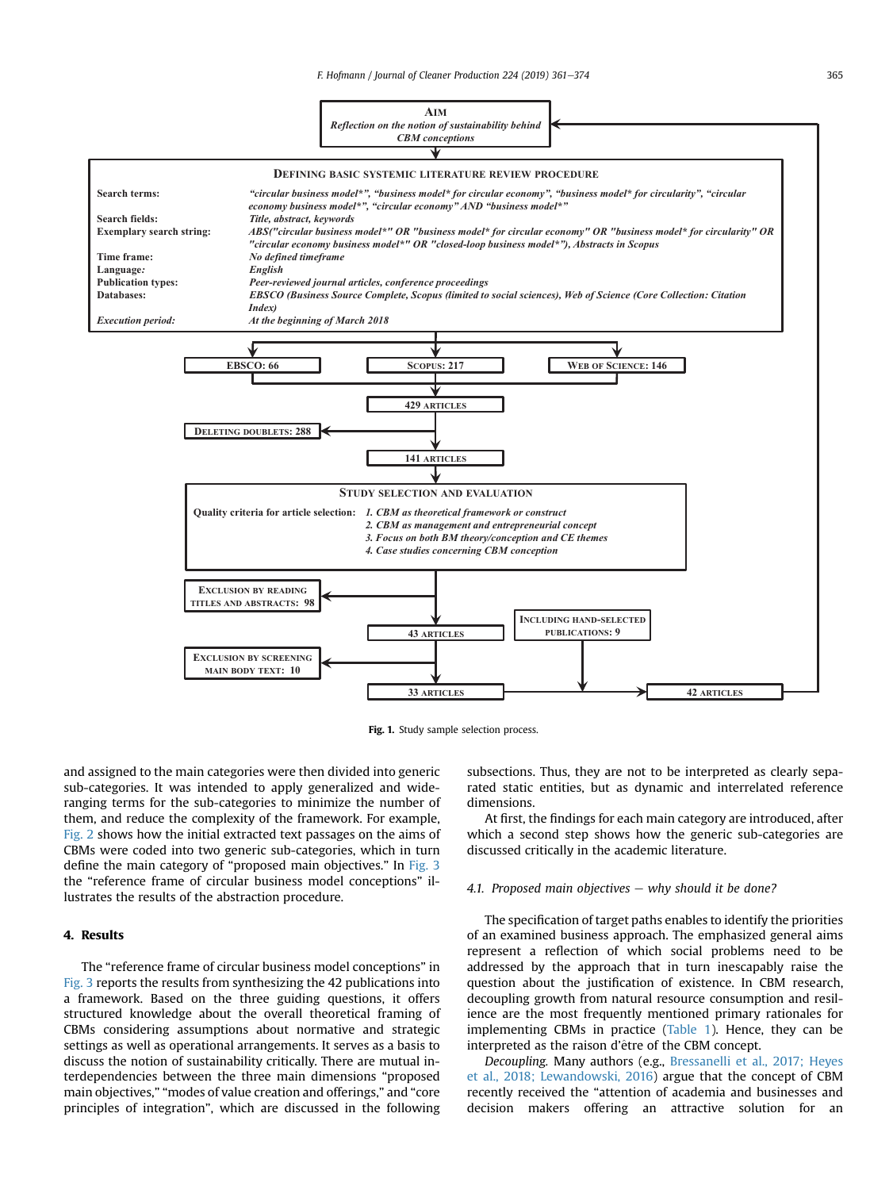**Aim**
*Reflection on the notion of sustainability behind CBM conceptions*

**Defining basic systemic literature review procedure**

| | |
|---|---|
| **Search terms:** | *"circular business model*", "business model* for circular economy", "business model* for circularity", "circular economy business model*", "circular economy" AND "business model*"* |
| **Search fields:** | *Title, abstract, keywords* |
| **Exemplary search string:** | *ABS("circular business model*" OR "business model* for circular economy" OR "business model* for circularity" OR "circular economy business model*" OR "closed-loop business model*"), Abstracts in Scopus* |
| **Time frame:** | *No defined timeframe* |
| **Language:** | *English* |
| **Publication types:** | *Peer-reviewed journal articles, conference proceedings* |
| **Databases:** | *EBSCO (Business Source Complete, Scopus (limited to social sciences), Web of Science (Core Collection: Citation Index)* |
| ***Execution period:*** | *At the beginning of March 2018* |

EBSCO: 66 — Scopus: 217 — Web of Science: 146

429 articles

Deleting doublets: 288

141 articles

**Study selection and evaluation**

**Quality criteria for article selection:**
*1. CBM as theoretical framework or construct*
*2. CBM as management and entrepreneurial concept*
*3. Focus on both BM theory/conception and CE themes*
*4. Case studies concerning CBM conception*

Exclusion by reading titles and abstracts: 98

43 articles

Including hand-selected publications: 9

Exclusion by screening main body text: 10

33 articles

42 articles

**Fig. 1.** Study sample selection process.

and assigned to the main categories were then divided into generic sub-categories. It was intended to apply generalized and wide-ranging terms for the sub-categories to minimize the number of them, and reduce the complexity of the framework. For example, Fig. 2 shows how the initial extracted text passages on the aims of CBMs were coded into two generic sub-categories, which in turn define the main category of "proposed main objectives." In Fig. 3 the "reference frame of circular business model conceptions" illustrates the results of the abstraction procedure.

## 4. Results

The "reference frame of circular business model conceptions" in Fig. 3 reports the results from synthesizing the 42 publications into a framework. Based on the three guiding questions, it offers structured knowledge about the overall theoretical framing of CBMs considering assumptions about normative and strategic settings as well as operational arrangements. It serves as a basis to discuss the notion of sustainability critically. There are mutual interdependencies between the three main dimensions "proposed main objectives," "modes of value creation and offerings," and "core principles of integration", which are discussed in the following subsections. Thus, they are not to be interpreted as clearly separated static entities, but as dynamic and interrelated reference dimensions.

At first, the findings for each main category are introduced, after which a second step shows how the generic sub-categories are discussed critically in the academic literature.

### 4.1. Proposed main objectives — why should it be done?

The specification of target paths enables to identify the priorities of an examined business approach. The emphasized general aims represent a reflection of which social problems need to be addressed by the approach that in turn inescapably raise the question about the justification of existence. In CBM research, decoupling growth from natural resource consumption and resilience are the most frequently mentioned primary rationales for implementing CBMs in practice (Table 1). Hence, they can be interpreted as the raison d'être of the CBM concept.

*Decoupling.* Many authors (e.g., Bressanelli et al., 2017; Heyes et al., 2018; Lewandowski, 2016) argue that the concept of CBM recently received the "attention of academia and businesses and decision makers offering an attractive solution for an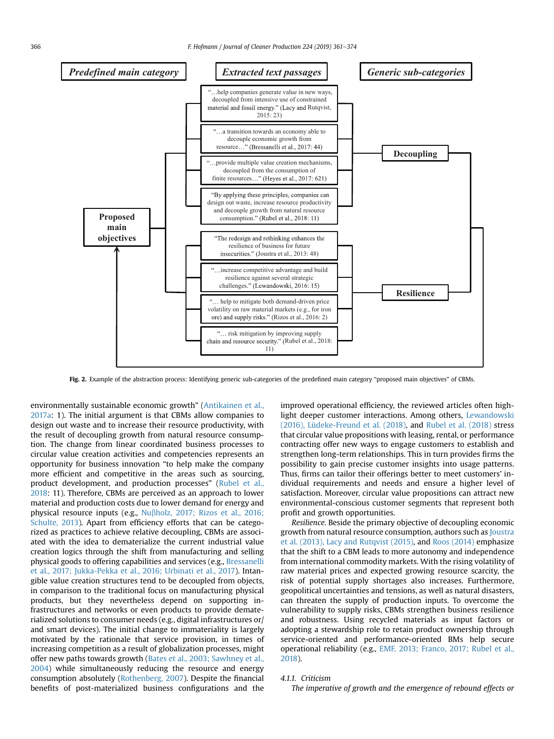| Predefined main category | Extracted text passages | Generic sub-categories |
|---|---|---|
| Proposed main objectives | "…help companies generate value in new ways, decoupled from intensive use of constrained material and fossil energy." (Lacy and Rutqvist, 2015: 23) | Decoupling |
| | "…a transition towards an economy able to decouple economic growth from resource…" (Bressanelli et al., 2017: 44) | |
| | "…provide multiple value creation mechanisms, decoupled from the consumption of finite resources…" (Heyes et al., 2017: 621) | |
| | "By applying these principles, companies can design out waste, increase resource productivity and decouple growth from natural resource consumption." (Rubel et al., 2018: 11) | |
| | "The redesign and rethinking enhances the resilience of business for future insecurities." (Joustra et al., 2013: 48) | Resilience |
| | "…increase competitive advantage and build resilience against several strategic challenges." (Lewandowski, 2016: 15) | |
| | "… help to mitigate both demand-driven price volatility on raw material markets (e.g., for iron ore) and supply risks." (Rizos et al., 2016: 2) | |
| | "… risk mitigation by improving supply chain and resource security." (Rubel et al., 2018: 11) | |

**Fig. 2.** Example of the abstraction process: Identifying generic sub-categories of the predefined main category "proposed main objectives" of CBMs.

environmentally sustainable economic growth" (Antikainen et al., 2017a: 1). The initial argument is that CBMs allow companies to design out waste and to increase their resource productivity, with the result of decoupling growth from natural resource consumption. The change from linear coordinated business processes to circular value creation activities and competencies represents an opportunity for business innovation "to help make the company more efficient and competitive in the areas such as sourcing, product development, and production processes" (Rubel et al., 2018: 11). Therefore, CBMs are perceived as an approach to lower material and production costs due to lower demand for energy and physical resource inputs (e.g., Nuβholz, 2017; Rizos et al., 2016; Schulte, 2013). Apart from efficiency efforts that can be categorized as practices to achieve relative decoupling, CBMs are associated with the idea to dematerialize the current industrial value creation logics through the shift from manufacturing and selling physical goods to offering capabilities and services (e.g., Bressanelli et al., 2017; Jukka-Pekka et al., 2016; Urbinati et al., 2017). Intangible value creation structures tend to be decoupled from objects, in comparison to the traditional focus on manufacturing physical products, but they nevertheless depend on supporting infrastructures and networks or even products to provide dematerialized solutions to consumer needs (e.g., digital infrastructures or/and smart devices). The initial change to immateriality is largely motivated by the rationale that service provision, in times of increasing competition as a result of globalization processes, might offer new paths towards growth (Bates et al., 2003; Sawhney et al., 2004) while simultaneously reducing the resource and energy consumption absolutely (Rothenberg, 2007). Despite the financial benefits of post-materialized business configurations and the improved operational efficiency, the reviewed articles often highlight deeper customer interactions. Among others, Lewandowski (2016), Lüdeke-Freund et al. (2018), and Rubel et al. (2018) stress that circular value propositions with leasing, rental, or performance contracting offer new ways to engage customers to establish and strengthen long-term relationships. This in turn provides firms the possibility to gain precise customer insights into usage patterns. Thus, firms can tailor their offerings better to meet customers' individual requirements and needs and ensure a higher level of satisfaction. Moreover, circular value propositions can attract new environmental-conscious customer segments that represent both profit and growth opportunities.

*Resilience.* Beside the primary objective of decoupling economic growth from natural resource consumption, authors such as Joustra et al. (2013), Lacy and Rutqvist (2015), and Roos (2014) emphasize that the shift to a CBM leads to more autonomy and independence from international commodity markets. With the rising volatility of raw material prices and expected growing resource scarcity, the risk of potential supply shortages also increases. Furthermore, geopolitical uncertainties and tensions, as well as natural disasters, can threaten the supply of production inputs. To overcome the vulnerability to supply risks, CBMs strengthen business resilience and robustness. Using recycled materials as input factors or adopting a stewardship role to retain product ownership through service-oriented and performance-oriented BMs help secure operational reliability (e.g., EMF, 2013; Franco, 2017; Rubel et al., 2018).

#### 4.1.1. Criticism

*The imperative of growth and the emergence of rebound effects or*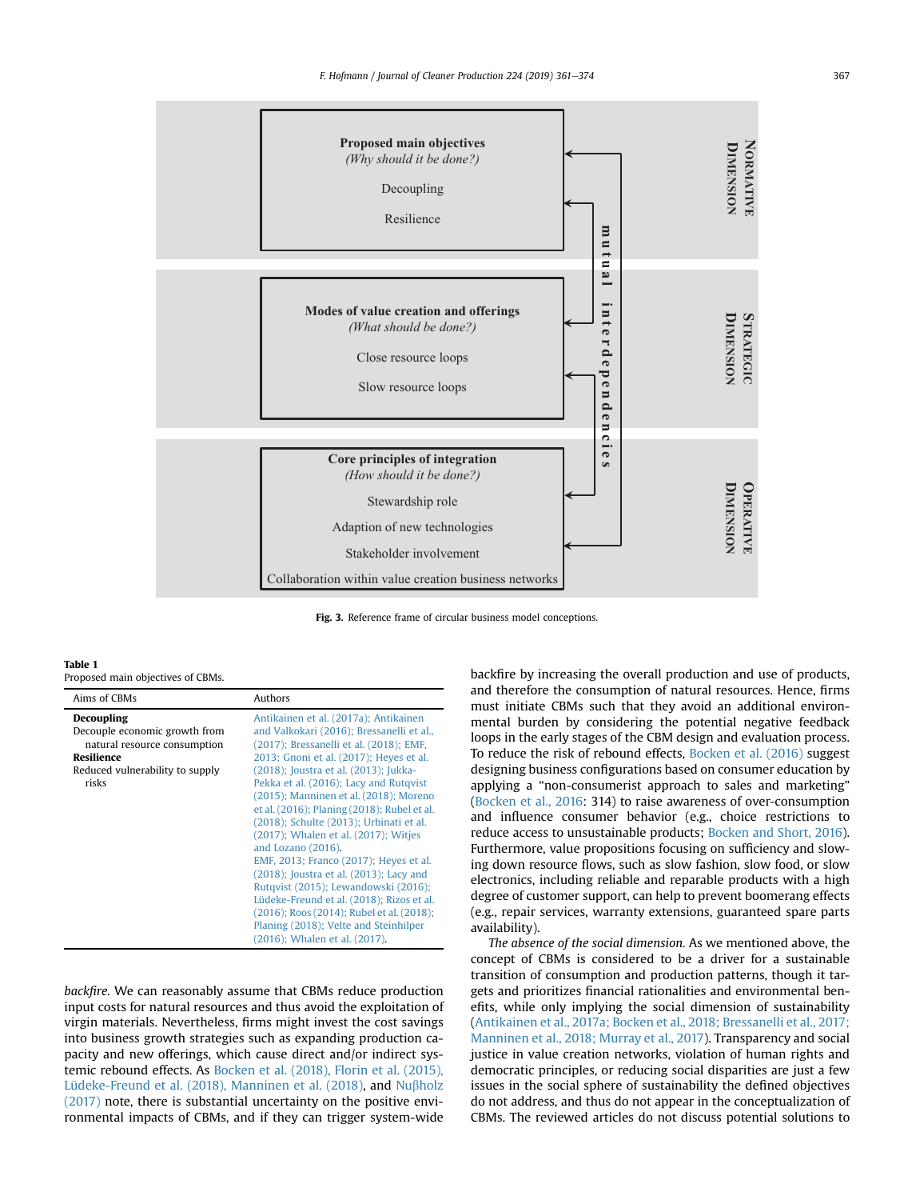**Proposed main objectives**
*(Why should it be done?)*

Decoupling

Resilience

**Modes of value creation and offerings**
*(What should be done?)*

Close resource loops

Slow resource loops

**Core principles of integration**
*(How should it be done?)*

Stewardship role

Adaption of new technologies

Stakeholder involvement

Collaboration within value creation business networks

mutual interdependencies

NORMATIVE DIMENSION

STRATEGIC DIMENSION

OPERATIVE DIMENSION

**Fig. 3.** Reference frame of circular business model conceptions.

**Table 1**
Proposed main objectives of CBMs.

| Aims of CBMs | Authors |
| --- | --- |
| **Decoupling**<br>Decouple economic growth from natural resource consumption | Antikainen et al. (2017a); Antikainen and Valkokari (2016); Bressanelli et al., (2017); Bressanelli et al. (2018); EMF, 2013; Gnoni et al. (2017); Heyes et al. (2018); Joustra et al. (2013); Jukka-Pekka et al. (2016); Lacy and Rutqvist (2015); Manninen et al. (2018); Moreno et al. (2016); Planing (2018); Rubel et al. (2018); Schulte (2013); Urbinati et al. (2017); Whalen et al. (2017); Witjes and Lozano (2016). |
| **Resilience**<br>Reduced vulnerability to supply risks | EMF, 2013; Franco (2017); Heyes et al. (2018); Joustra et al. (2013); Lacy and Rutqvist (2015); Lewandowski (2016); Lüdeke-Freund et al. (2018); Rizos et al. (2016); Roos (2014); Rubel et al. (2018); Planing (2018); Velte and Steinhilper (2016); Whalen et al. (2017). |

*backfire.* We can reasonably assume that CBMs reduce production input costs for natural resources and thus avoid the exploitation of virgin materials. Nevertheless, firms might invest the cost savings into business growth strategies such as expanding production capacity and new offerings, which cause direct and/or indirect systemic rebound effects. As Bocken et al. (2018), Florin et al. (2015), Lüdeke-Freund et al. (2018), Manninen et al. (2018), and Nuβholz (2017) note, there is substantial uncertainty on the positive environmental impacts of CBMs, and if they can trigger system-wide backfire by increasing the overall production and use of products, and therefore the consumption of natural resources. Hence, firms must initiate CBMs such that they avoid an additional environmental burden by considering the potential negative feedback loops in the early stages of the CBM design and evaluation process. To reduce the risk of rebound effects, Bocken et al. (2016) suggest designing business configurations based on consumer education by applying a "non-consumerist approach to sales and marketing" (Bocken et al., 2016: 314) to raise awareness of over-consumption and influence consumer behavior (e.g., choice restrictions to reduce access to unsustainable products; Bocken and Short, 2016). Furthermore, value propositions focusing on sufficiency and slowing down resource flows, such as slow fashion, slow food, or slow electronics, including reliable and reparable products with a high degree of customer support, can help to prevent boomerang effects (e.g., repair services, warranty extensions, guaranteed spare parts availability).

*The absence of the social dimension.* As we mentioned above, the concept of CBMs is considered to be a driver for a sustainable transition of consumption and production patterns, though it targets and prioritizes financial rationalities and environmental benefits, while only implying the social dimension of sustainability (Antikainen et al., 2017a; Bocken et al., 2018; Bressanelli et al., 2017; Manninen et al., 2018; Murray et al., 2017). Transparency and social justice in value creation networks, violation of human rights and democratic principles, or reducing social disparities are just a few issues in the social sphere of sustainability the defined objectives do not address, and thus do not appear in the conceptualization of CBMs. The reviewed articles do not discuss potential solutions to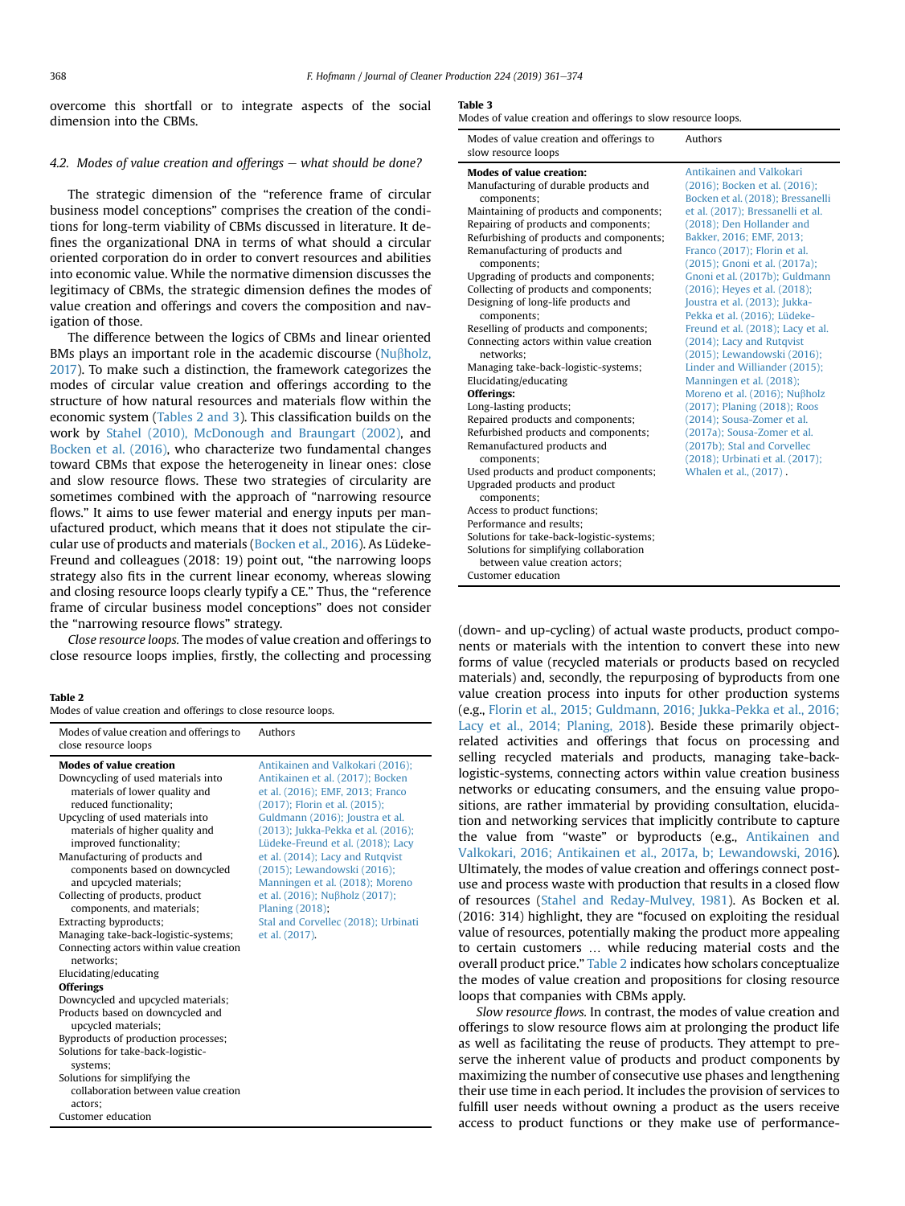overcome this shortfall or to integrate aspects of the social dimension into the CBMs.

### 4.2. Modes of value creation and offerings – what should be done?

The strategic dimension of the "reference frame of circular business model conceptions" comprises the creation of the conditions for long-term viability of CBMs discussed in literature. It defines the organizational DNA in terms of what should a circular oriented corporation do in order to convert resources and abilities into economic value. While the normative dimension discusses the legitimacy of CBMs, the strategic dimension defines the modes of value creation and offerings and covers the composition and navigation of those.

The difference between the logics of CBMs and linear oriented BMs plays an important role in the academic discourse (Nuβholz, 2017). To make such a distinction, the framework categorizes the modes of circular value creation and offerings according to the structure of how natural resources and materials flow within the economic system (Tables 2 and 3). This classification builds on the work by Stahel (2010), McDonough and Braungart (2002), and Bocken et al. (2016), who characterize two fundamental changes toward CBMs that expose the heterogeneity in linear ones: close and slow resource flows. These two strategies of circularity are sometimes combined with the approach of "narrowing resource flows." It aims to use fewer material and energy inputs per manufactured product, which means that it does not stipulate the circular use of products and materials (Bocken et al., 2016). As Lüdeke-Freund and colleagues (2018: 19) point out, "the narrowing loops strategy also fits in the current linear economy, whereas slowing and closing resource loops clearly typify a CE." Thus, the "reference frame of circular business model conceptions" does not consider the "narrowing resource flows" strategy.

*Close resource loops.* The modes of value creation and offerings to close resource loops implies, firstly, the collecting and processing (down- and up-cycling) of actual waste products, product components or materials with the intention to convert these into new forms of value (recycled materials or products based on recycled materials) and, secondly, the repurposing of byproducts from one value creation process into inputs for other production systems (e.g., Florin et al., 2015; Guldmann, 2016; Jukka-Pekka et al., 2016; Lacy et al., 2014; Planing, 2018). Beside these primarily object-related activities and offerings that focus on processing and selling recycled materials and products, managing take-back-logistic-systems, connecting actors within value creation business networks or educating consumers, and the ensuing value propositions, are rather immaterial by providing consultation, elucidation and networking services that implicitly contribute to capture the value from "waste" or byproducts (e.g., Antikainen and Valkokari, 2016; Antikainen et al., 2017a, b; Lewandowski, 2016). Ultimately, the modes of value creation and offerings connect post-use and process waste with production that results in a closed flow of resources (Stahel and Reday-Mulvey, 1981). As Bocken et al. (2016: 314) highlight, they are "focused on exploiting the residual value of resources, potentially making the product more appealing to certain customers … while reducing material costs and the overall product price." Table 2 indicates how scholars conceptualize the modes of value creation and propositions for closing resource loops that companies with CBMs apply.

*Slow resource flows.* In contrast, the modes of value creation and offerings to slow resource flows aim at prolonging the product life as well as facilitating the reuse of products. They attempt to preserve the inherent value of products and product components by maximizing the number of consecutive use phases and lengthening their use time in each period. It includes the provision of services to fulfill user needs without owning a product as the users receive access to product functions or they make use of performance-

**Table 2**
Modes of value creation and offerings to close resource loops.

| Modes of value creation and offerings to close resource loops | Authors |
|---|---|
| **Modes of value creation**<br>Downcycling of used materials into materials of lower quality and reduced functionality;<br>Upcycling of used materials into materials of higher quality and improved functionality;<br>Manufacturing of products and components based on downcycled and upcycled materials;<br>Collecting of products, product components, and materials;<br>Extracting byproducts;<br>Managing take-back-logistic-systems;<br>Connecting actors within value creation networks;<br>Elucidating/educating<br>**Offerings**<br>Downcycled and upcycled materials;<br>Products based on downcycled and upcycled materials;<br>Byproducts of production processes;<br>Solutions for take-back-logistic-systems;<br>Solutions for simplifying the collaboration between value creation actors;<br>Customer education | Antikainen and Valkokari (2016); Antikainen et al. (2017); Bocken et al. (2016); EMF, 2013; Franco (2017); Florin et al. (2015); Guldmann (2016); Joustra et al. (2013); Jukka-Pekka et al. (2016); Lüdeke-Freund et al. (2018); Lacy et al. (2014); Lacy and Rutqvist (2015); Lewandowski (2016); Manningen et al. (2018); Moreno et al. (2016); Nuβholz (2017); Planing (2018); Stal and Corvellec (2018); Urbinati et al. (2017). |

**Table 3**
Modes of value creation and offerings to slow resource loops.

| Modes of value creation and offerings to slow resource loops | Authors |
|---|---|
| **Modes of value creation:**<br>Manufacturing of durable products and components;<br>Maintaining of products and components;<br>Repairing of products and components;<br>Refurbishing of products and components;<br>Remanufacturing of products and components;<br>Upgrading of products and components;<br>Collecting of products and components;<br>Designing of long-life products and components;<br>Reselling of products and components;<br>Connecting actors within value creation networks;<br>Managing take-back-logistic-systems;<br>Elucidating/educating<br>**Offerings:**<br>Long-lasting products;<br>Repaired products and components;<br>Refurbished products and components;<br>Remanufactured products and components;<br>Used products and product components;<br>Upgraded products and product components;<br>Access to product functions;<br>Performance and results;<br>Solutions for take-back-logistic-systems;<br>Solutions for simplifying collaboration between value creation actors;<br>Customer education | Antikainen and Valkokari (2016); Bocken et al. (2016); Bocken et al. (2018); Bressanelli et al. (2017); Bressanelli et al. (2018); Den Hollander and Bakker, 2016; EMF, 2013; Franco (2017); Florin et al. (2015); Gnoni et al. (2017a); Gnoni et al. (2017b); Guldmann (2016); Heyes et al. (2018); Joustra et al. (2013); Jukka-Pekka et al. (2016); Lüdeke-Freund et al. (2018); Lacy et al. (2014); Lacy and Rutqvist (2015); Lewandowski (2016); Linder and Williander (2015); Manningen et al. (2018); Moreno et al. (2016); Nuβholz (2017); Planing (2018); Roos (2014); Sousa-Zomer et al. (2017a); Sousa-Zomer et al. (2017b); Stal and Corvellec (2018); Urbinati et al. (2017); Whalen et al., (2017) . |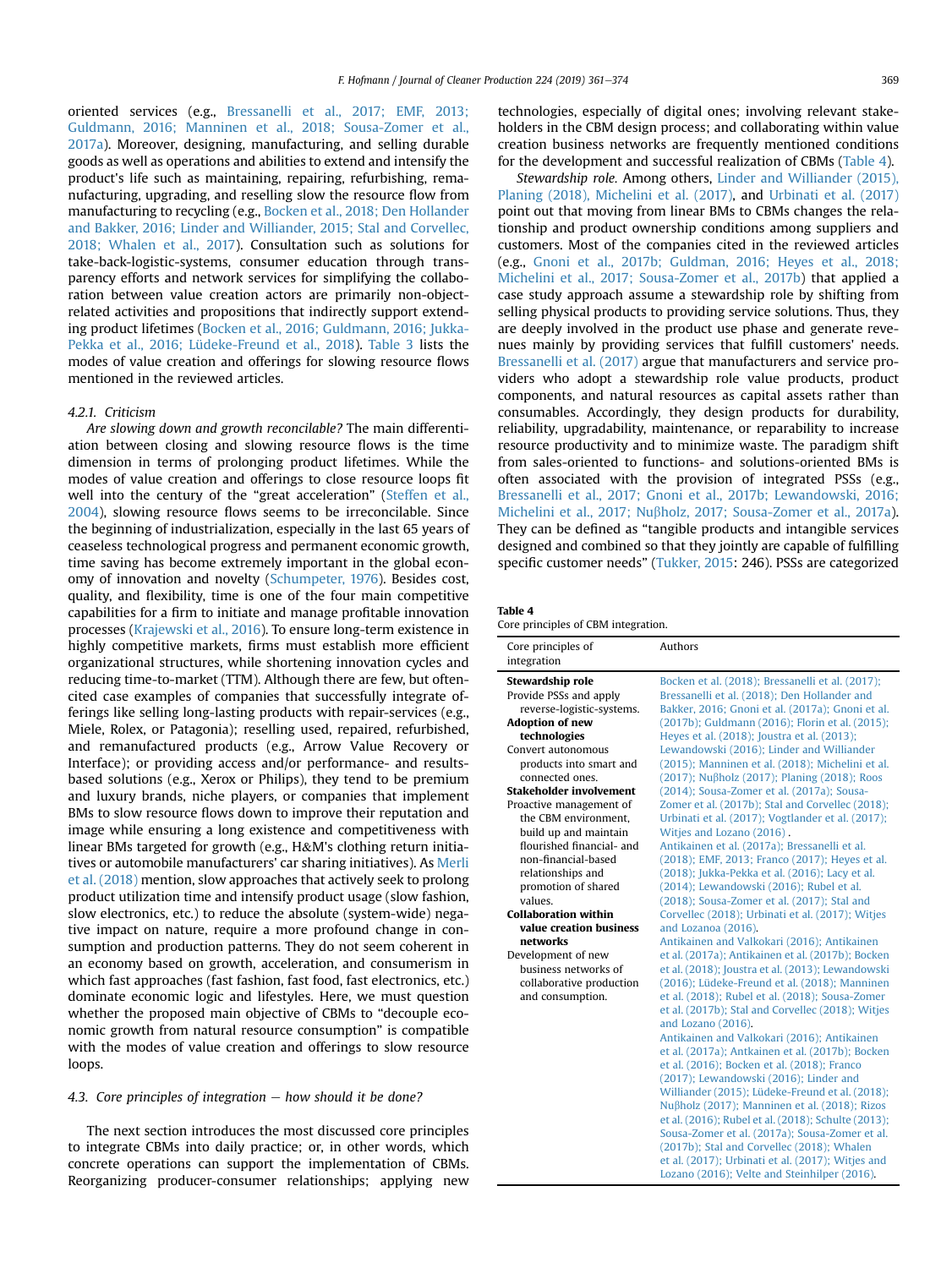oriented services (e.g., Bressanelli et al., 2017; EMF, 2013; Guldmann, 2016; Manninen et al., 2018; Sousa-Zomer et al., 2017a). Moreover, designing, manufacturing, and selling durable goods as well as operations and abilities to extend and intensify the product's life such as maintaining, repairing, refurbishing, remanufacturing, upgrading, and reselling slow the resource flow from manufacturing to recycling (e.g., Bocken et al., 2018; Den Hollander and Bakker, 2016; Linder and Williander, 2015; Stal and Corvellec, 2018; Whalen et al., 2017). Consultation such as solutions for take-back-logistic-systems, consumer education through transparency efforts and network services for simplifying the collaboration between value creation actors are primarily non-object-related activities and propositions that indirectly support extending product lifetimes (Bocken et al., 2016; Guldmann, 2016; Jukka-Pekka et al., 2016; Lüdeke-Freund et al., 2018). Table 3 lists the modes of value creation and offerings for slowing resource flows mentioned in the reviewed articles.

#### 4.2.1. Criticism

*Are slowing down and growth reconcilable?* The main differentiation between closing and slowing resource flows is the time dimension in terms of prolonging product lifetimes. While the modes of value creation and offerings to close resource loops fit well into the century of the "great acceleration" (Steffen et al., 2004), slowing resource flows seems to be irreconcilable. Since the beginning of industrialization, especially in the last 65 years of ceaseless technological progress and permanent economic growth, time saving has become extremely important in the global economy of innovation and novelty (Schumpeter, 1976). Besides cost, quality, and flexibility, time is one of the four main competitive capabilities for a firm to initiate and manage profitable innovation processes (Krajewski et al., 2016). To ensure long-term existence in highly competitive markets, firms must establish more efficient organizational structures, while shortening innovation cycles and reducing time-to-market (TTM). Although there are few, but often-cited case examples of companies that successfully integrate offerings like selling long-lasting products with repair-services (e.g., Miele, Rolex, or Patagonia); reselling used, repaired, refurbished, and remanufactured products (e.g., Arrow Value Recovery or Interface); or providing access and/or performance- and results-based solutions (e.g., Xerox or Philips), they tend to be premium and luxury brands, niche players, or companies that implement BMs to slow resource flows down to improve their reputation and image while ensuring a long existence and competitiveness with linear BMs targeted for growth (e.g., H&M's clothing return initiatives or automobile manufacturers' car sharing initiatives). As Merli et al. (2018) mention, slow approaches that actively seek to prolong product utilization time and intensify product usage (slow fashion, slow electronics, etc.) to reduce the absolute (system-wide) negative impact on nature, require a more profound change in consumption and production patterns. They do not seem coherent in an economy based on growth, acceleration, and consumerism in which fast approaches (fast fashion, fast food, fast electronics, etc.) dominate economic logic and lifestyles. Here, we must question whether the proposed main objective of CBMs to "decouple economic growth from natural resource consumption" is compatible with the modes of value creation and offerings to slow resource loops.

### 4.3. Core principles of integration – how should it be done?

The next section introduces the most discussed core principles to integrate CBMs into daily practice; or, in other words, which concrete operations can support the implementation of CBMs. Reorganizing producer-consumer relationships; applying new technologies, especially of digital ones; involving relevant stakeholders in the CBM design process; and collaborating within value creation business networks are frequently mentioned conditions for the development and successful realization of CBMs (Table 4).

*Stewardship role.* Among others, Linder and Williander (2015), Planing (2018), Michelini et al. (2017), and Urbinati et al. (2017) point out that moving from linear BMs to CBMs changes the relationship and product ownership conditions among suppliers and customers. Most of the companies cited in the reviewed articles (e.g., Gnoni et al., 2017b; Guldman, 2016; Heyes et al., 2018; Michelini et al., 2017; Sousa-Zomer et al., 2017b) that applied a case study approach assume a stewardship role by shifting from selling physical products to providing service solutions. Thus, they are deeply involved in the product use phase and generate revenues mainly by providing services that fulfill customers' needs. Bressanelli et al. (2017) argue that manufacturers and service providers who adopt a stewardship role value products, product components, and natural resources as capital assets rather than consumables. Accordingly, they design products for durability, reliability, upgradability, maintenance, or reparability to increase resource productivity and to minimize waste. The paradigm shift from sales-oriented to functions- and solutions-oriented BMs is often associated with the provision of integrated PSSs (e.g., Bressanelli et al., 2017; Gnoni et al., 2017b; Lewandowski, 2016; Michelini et al., 2017; Nuβholz, 2017; Sousa-Zomer et al., 2017a). They can be defined as "tangible products and intangible services designed and combined so that they jointly are capable of fulfilling specific customer needs" (Tukker, 2015: 246). PSSs are categorized

**Table 4**
Core principles of CBM integration.

| Core principles of integration | Authors |
|---|---|
| **Stewardship role**<br>Provide PSSs and apply reverse-logistic-systems. | Bocken et al. (2018); Bressanelli et al. (2017); Bressanelli et al. (2018); Den Hollander and Bakker, 2016; Gnoni et al. (2017a); Gnoni et al. (2017b); Guldmann (2016); Florin et al. (2015); Heyes et al. (2018); Joustra et al. (2013); Lewandowski (2016); Linder and Williander (2015); Manninen et al. (2018); Michelini et al. (2017); Nuβholz (2017); Planing (2018); Roos (2014); Sousa-Zomer et al. (2017a); Sousa-Zomer et al. (2017b); Stal and Corvellec (2018); Urbinati et al. (2017); Vogtlander et al. (2017); Witjes and Lozano (2016) . |
| **Adoption of new technologies**<br>Convert autonomous products into smart and connected ones. | Antikainen et al. (2017a); Bressanelli et al. (2018); EMF, 2013; Franco (2017); Heyes et al. (2018); Jukka-Pekka et al. (2016); Lacy et al. (2014); Lewandowski (2016); Rubel et al. (2018); Sousa-Zomer et al. (2017); Stal and Corvellec (2018); Urbinati et al. (2017); Witjes and Lozanoa (2016). |
| **Stakeholder involvement**<br>Proactive management of the CBM environment, build up and maintain flourished financial- and non-financial-based relationships and promotion of shared values. | Antikainen and Valkokari (2016); Antikainen et al. (2017a); Antikainen et al. (2017b); Bocken et al. (2018); Joustra et al. (2013); Lewandowski (2016); Lüdeke-Freund et al. (2018); Manninen et al. (2018); Rubel et al. (2018); Sousa-Zomer et al. (2017b); Stal and Corvellec (2018); Witjes and Lozano (2016). |
| **Collaboration within value creation business networks**<br>Development of new business networks of collaborative production and consumption. | Antikainen and Valkokari (2016); Antikainen et al. (2017a); Antkainen et al. (2017b); Bocken et al. (2016); Bocken et al. (2018); Franco (2017); Lewandowski (2016); Linder and Williander (2015); Lüdeke-Freund et al. (2018); Nuβholz (2017); Manninen et al. (2018); Rizos et al. (2016); Rubel et al. (2018); Schulte (2013); Sousa-Zomer et al. (2017a); Sousa-Zomer et al. (2017b); Stal and Corvellec (2018); Whalen et al. (2017); Urbinati et al. (2017); Witjes and Lozano (2016); Velte and Steinhilper (2016). |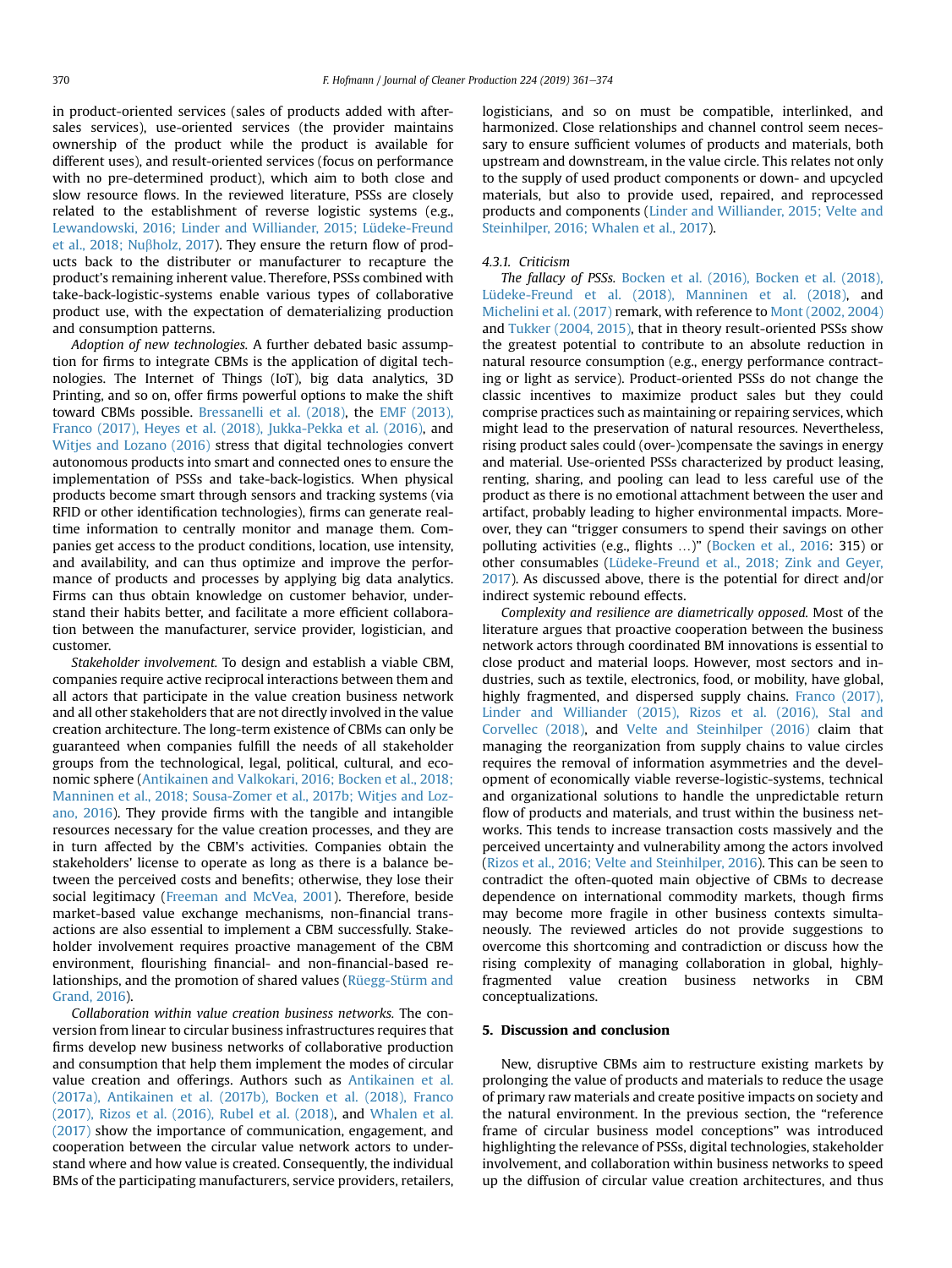in product-oriented services (sales of products added with after-sales services), use-oriented services (the provider maintains ownership of the product while the product is available for different uses), and result-oriented services (focus on performance with no pre-determined product), which aim to both close and slow resource flows. In the reviewed literature, PSSs are closely related to the establishment of reverse logistic systems (e.g., Lewandowski, 2016; Linder and Williander, 2015; Lüdeke-Freund et al., 2018; Nußholz, 2017). They ensure the return flow of products back to the distributor or manufacturer to recapture the product's remaining inherent value. Therefore, PSSs combined with take-back-logistic-systems enable various types of collaborative product use, with the expectation of dematerializing production and consumption patterns.

*Adoption of new technologies.* A further debated basic assumption for firms to integrate CBMs is the application of digital technologies. The Internet of Things (IoT), big data analytics, 3D Printing, and so on, offer firms powerful options to make the shift toward CBMs possible. Bressanelli et al. (2018), the EMF (2013), Franco (2017), Heyes et al. (2018), Jukka-Pekka et al. (2016), and Witjes and Lozano (2016) stress that digital technologies convert autonomous products into smart and connected ones to ensure the implementation of PSSs and take-back-logistics. When physical products become smart through sensors and tracking systems (via RFID or other identification technologies), firms can generate real-time information to centrally monitor and manage them. Companies get access to the product conditions, location, use intensity, and availability, and can thus optimize and improve the performance of products and processes by applying big data analytics. Firms can thus obtain knowledge on customer behavior, understand their habits better, and facilitate a more efficient collaboration between the manufacturer, service provider, logistician, and customer.

*Stakeholder involvement.* To design and establish a viable CBM, companies require active reciprocal interactions between them and all actors that participate in the value creation business network and all other stakeholders that are not directly involved in the value creation architecture. The long-term existence of CBMs can only be guaranteed when companies fulfill the needs of all stakeholder groups from the technological, legal, political, cultural, and economic sphere (Antikainen and Valkokari, 2016; Bocken et al., 2018; Manninen et al., 2018; Sousa-Zomer et al., 2017b; Witjes and Lozano, 2016). They provide firms with the tangible and intangible resources necessary for the value creation processes, and they are in turn affected by the CBM's activities. Companies obtain the stakeholders' license to operate as long as there is a balance between the perceived costs and benefits; otherwise, they lose their social legitimacy (Freeman and McVea, 2001). Therefore, beside market-based value exchange mechanisms, non-financial transactions are also essential to implement a CBM successfully. Stakeholder involvement requires proactive management of the CBM environment, flourishing financial- and non-financial-based relationships, and the promotion of shared values (Rüegg-Stürm and Grand, 2016).

*Collaboration within value creation business networks.* The conversion from linear to circular business infrastructures requires that firms develop new business networks of collaborative production and consumption that help them implement the modes of circular value creation and offerings. Authors such as Antikainen et al. (2017a), Antikainen et al. (2017b), Bocken et al. (2018), Franco (2017), Rizos et al. (2016), Rubel et al. (2018), and Whalen et al. (2017) show the importance of communication, engagement, and cooperation between the circular value network actors to understand where and how value is created. Consequently, the individual BMs of the participating manufacturers, service providers, retailers, logisticians, and so on must be compatible, interlinked, and harmonized. Close relationships and channel control seem necessary to ensure sufficient volumes of products and materials, both upstream and downstream, in the value circle. This relates not only to the supply of used product components or down- and upcycled materials, but also to provide used, repaired, and reprocessed products and components (Linder and Williander, 2015; Velte and Steinhilper, 2016; Whalen et al., 2017).

#### 4.3.1. Criticism

*The fallacy of PSSs.* Bocken et al. (2016), Bocken et al. (2018), Lüdeke-Freund et al. (2018), Manninen et al. (2018), and Michelini et al. (2017) remark, with reference to Mont (2002, 2004) and Tukker (2004, 2015), that in theory result-oriented PSSs show the greatest potential to contribute to an absolute reduction in natural resource consumption (e.g., energy performance contracting or light as service). Product-oriented PSSs do not change the classic incentives to maximize product sales but they could comprise practices such as maintaining or repairing services, which might lead to the preservation of natural resources. Nevertheless, rising product sales could (over-)compensate the savings in energy and material. Use-oriented PSSs characterized by product leasing, renting, sharing, and pooling can lead to less careful use of the product as there is no emotional attachment between the user and artifact, probably leading to higher environmental impacts. Moreover, they can "trigger consumers to spend their savings on other polluting activities (e.g., flights …)" (Bocken et al., 2016: 315) or other consumables (Lüdeke-Freund et al., 2018; Zink and Geyer, 2017). As discussed above, there is the potential for direct and/or indirect systemic rebound effects.

*Complexity and resilience are diametrically opposed.* Most of the literature argues that proactive cooperation between the business network actors through coordinated BM innovations is essential to close product and material loops. However, most sectors and industries, such as textile, electronics, food, or mobility, have global, highly fragmented, and dispersed supply chains. Franco (2017), Linder and Williander (2015), Rizos et al. (2016), Stal and Corvellec (2018), and Velte and Steinhilper (2016) claim that managing the reorganization from supply chains to value circles requires the removal of information asymmetries and the development of economically viable reverse-logistic-systems, technical and organizational solutions to handle the unpredictable return flow of products and materials, and trust within the business networks. This tends to increase transaction costs massively and the perceived uncertainty and vulnerability among the actors involved (Rizos et al., 2016; Velte and Steinhilper, 2016). This can be seen to contradict the often-quoted main objective of CBMs to decrease dependence on international commodity markets, though firms may become more fragile in other business contexts simultaneously. The reviewed articles do not provide suggestions to overcome this shortcoming and contradiction or discuss how the rising complexity of managing collaboration in global, highly-fragmented value creation business networks in CBM conceptualizations.

## 5. Discussion and conclusion

New, disruptive CBMs aim to restructure existing markets by prolonging the value of products and materials to reduce the usage of primary raw materials and create positive impacts on society and the natural environment. In the previous section, the "reference frame of circular business model conceptions" was introduced highlighting the relevance of PSSs, digital technologies, stakeholder involvement, and collaboration within business networks to speed up the diffusion of circular value creation architectures, and thus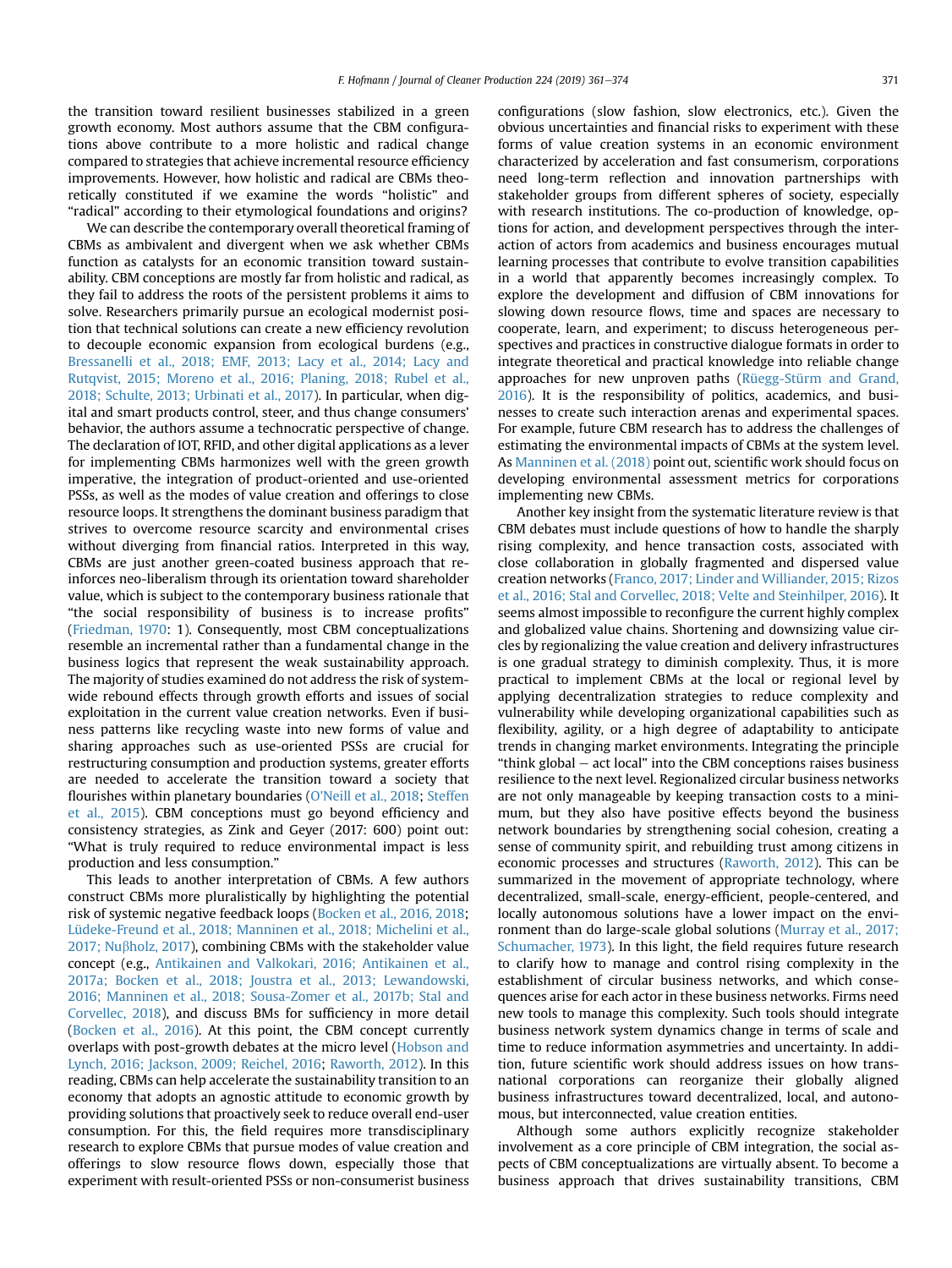the transition toward resilient businesses stabilized in a green growth economy. Most authors assume that the CBM configurations above contribute to a more holistic and radical change compared to strategies that achieve incremental resource efficiency improvements. However, how holistic and radical are CBMs theoretically constituted if we examine the words "holistic" and "radical" according to their etymological foundations and origins?

We can describe the contemporary overall theoretical framing of CBMs as ambivalent and divergent when we ask whether CBMs function as catalysts for an economic transition toward sustainability. CBM conceptions are mostly far from holistic and radical, as they fail to address the roots of the persistent problems it aims to solve. Researchers primarily pursue an ecological modernist position that technical solutions can create a new efficiency revolution to decouple economic expansion from ecological burdens (e.g., Bressanelli et al., 2018; EMF, 2013; Lacy et al., 2014; Lacy and Rutqvist, 2015; Moreno et al., 2016; Planing, 2018; Rubel et al., 2018; Schulte, 2013; Urbinati et al., 2017). In particular, when digital and smart products control, steer, and thus change consumers' behavior, the authors assume a technocratic perspective of change. The declaration of IOT, RFID, and other digital applications as a lever for implementing CBMs harmonizes well with the green growth imperative, the integration of product-oriented and use-oriented PSSs, as well as the modes of value creation and offerings to close resource loops. It strengthens the dominant business paradigm that strives to overcome resource scarcity and environmental crises without diverging from financial ratios. Interpreted in this way, CBMs are just another green-coated business approach that reinforces neo-liberalism through its orientation toward shareholder value, which is subject to the contemporary business rationale that "the social responsibility of business is to increase profits" (Friedman, 1970: 1). Consequently, most CBM conceptualizations resemble an incremental rather than a fundamental change in the business logics that represent the weak sustainability approach. The majority of studies examined do not address the risk of system-wide rebound effects through growth efforts and issues of social exploitation in the current value creation networks. Even if business patterns like recycling waste into new forms of value and sharing approaches such as use-oriented PSSs are crucial for restructuring consumption and production systems, greater efforts are needed to accelerate the transition toward a society that flourishes within planetary boundaries (O'Neill et al., 2018; Steffen et al., 2015). CBM conceptions must go beyond efficiency and consistency strategies, as Zink and Geyer (2017: 600) point out: "What is truly required to reduce environmental impact is less production and less consumption."

This leads to another interpretation of CBMs. A few authors construct CBMs more pluralistically by highlighting the potential risk of systemic negative feedback loops (Bocken et al., 2016, 2018; Lüdeke-Freund et al., 2018; Manninen et al., 2018; Michelini et al., 2017; Nußholz, 2017), combining CBMs with the stakeholder value concept (e.g., Antikainen and Valkokari, 2016; Antikainen et al., 2017a; Bocken et al., 2018; Joustra et al., 2013; Lewandowski, 2016; Manninen et al., 2018; Sousa-Zomer et al., 2017b; Stal and Corvellec, 2018), and discuss BMs for sufficiency in more detail (Bocken et al., 2016). At this point, the CBM concept currently overlaps with post-growth debates at the micro level (Hobson and Lynch, 2016; Jackson, 2009; Reichel, 2016; Raworth, 2012). In this reading, CBMs can help accelerate the sustainability transition to an economy that adopts an agnostic attitude to economic growth by providing solutions that proactively seek to reduce overall end-user consumption. For this, the field requires more transdisciplinary research to explore CBMs that pursue modes of value creation and offerings to slow resource flows down, especially those that experiment with result-oriented PSSs or non-consumerist business configurations (slow fashion, slow electronics, etc.). Given the obvious uncertainties and financial risks to experiment with these forms of value creation systems in an economic environment characterized by acceleration and fast consumerism, corporations need long-term reflection and innovation partnerships with stakeholder groups from different spheres of society, especially with research institutions. The co-production of knowledge, options for action, and development perspectives through the interaction of actors from academics and business encourages mutual learning processes that contribute to evolve transition capabilities in a world that apparently becomes increasingly complex. To explore the development and diffusion of CBM innovations for slowing down resource flows, time and spaces are necessary to cooperate, learn, and experiment; to discuss heterogeneous perspectives and practices in constructive dialogue formats in order to integrate theoretical and practical knowledge into reliable change approaches for new unproven paths (Rüegg-Stürm and Grand, 2016). It is the responsibility of politics, academics, and businesses to create such interaction arenas and experimental spaces. For example, future CBM research has to address the challenges of estimating the environmental impacts of CBMs at the system level. As Manninen et al. (2018) point out, scientific work should focus on developing environmental assessment metrics for corporations implementing new CBMs.

Another key insight from the systematic literature review is that CBM debates must include questions of how to handle the sharply rising complexity, and hence transaction costs, associated with close collaboration in globally fragmented and dispersed value creation networks (Franco, 2017; Linder and Williander, 2015; Rizos et al., 2016; Stal and Corvellec, 2018; Velte and Steinhilper, 2016). It seems almost impossible to reconfigure the current highly complex and globalized value chains. Shortening and downsizing value circles by regionalizing the value creation and delivery infrastructures is one gradual strategy to diminish complexity. Thus, it is more practical to implement CBMs at the local or regional level by applying decentralization strategies to reduce complexity and vulnerability while developing organizational capabilities such as flexibility, agility, or a high degree of adaptability to anticipate trends in changing market environments. Integrating the principle "think global – act local" into the CBM conceptions raises business resilience to the next level. Regionalized circular business networks are not only manageable by keeping transaction costs to a minimum, but they also have positive effects beyond the business network boundaries by strengthening social cohesion, creating a sense of community spirit, and rebuilding trust among citizens in economic processes and structures (Raworth, 2012). This can be summarized in the movement of appropriate technology, where decentralized, small-scale, energy-efficient, people-centered, and locally autonomous solutions have a lower impact on the environment than do large-scale global solutions (Murray et al., 2017; Schumacher, 1973). In this light, the field requires future research to clarify how to manage and control rising complexity in the establishment of circular business networks, and which consequences arise for each actor in these business networks. Firms need new tools to manage this complexity. Such tools should integrate business network system dynamics change in terms of scale and time to reduce information asymmetries and uncertainty. In addition, future scientific work should address issues on how transnational corporations can reorganize their globally aligned business infrastructures toward decentralized, local, and autonomous, but interconnected, value creation entities.

Although some authors explicitly recognize stakeholder involvement as a core principle of CBM integration, the social aspects of CBM conceptualizations are virtually absent. To become a business approach that drives sustainability transitions, CBM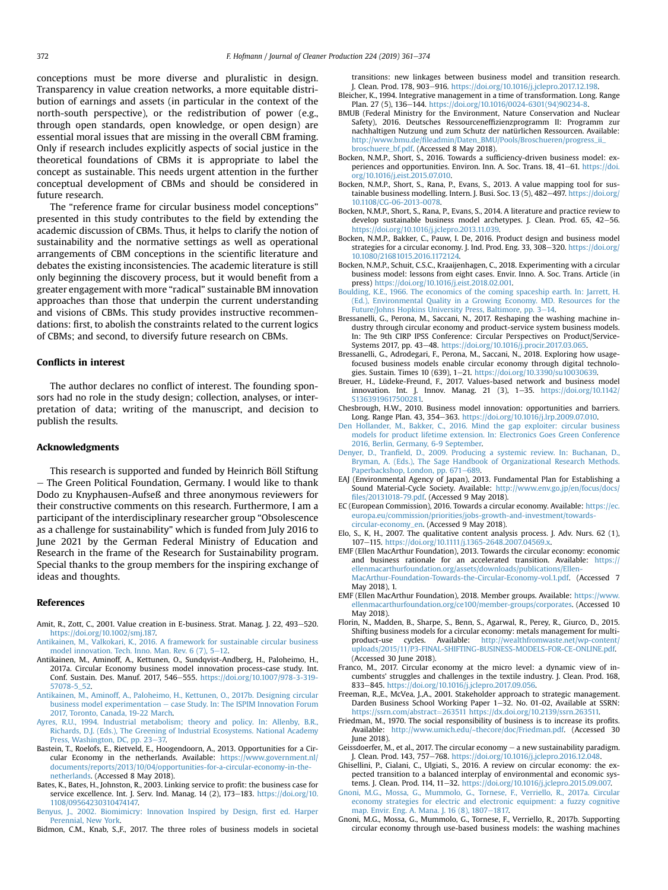conceptions must be more diverse and pluralistic in design. Transparency in value creation networks, a more equitable distribution of earnings and assets (in particular in the context of the north-south perspective), or the redistribution of power (e.g., through open standards, open knowledge, or open design) are essential moral issues that are missing in the overall CBM framing. Only if research includes explicitly aspects of social justice in the theoretical foundations of CBMs it is appropriate to label the concept as sustainable. This needs urgent attention in the further conceptual development of CBMs and should be considered in future research.

The "reference frame for circular business model conceptions" presented in this study contributes to the field by extending the academic discussion of CBMs. Thus, it helps to clarify the notion of sustainability and the normative settings as well as operational arrangements of CBM conceptions in the scientific literature and debates the existing inconsistencies. The academic literature is still only beginning the discovery process, but it would benefit from a greater engagement with more "radical" sustainable BM innovation approaches than those that underpin the current understanding and visions of CBMs. This study provides instructive recommendations: first, to abolish the constraints related to the current logics of CBMs; and second, to diversify future research on CBMs.

## Conflicts in interest

The author declares no conflict of interest. The founding sponsors had no role in the study design; collection, analyses, or interpretation of data; writing of the manuscript, and decision to publish the results.

## Acknowledgments

This research is supported and funded by Heinrich Böll Stiftung – The Green Political Foundation, Germany. I would like to thank Dodo zu Knyphausen-Aufseß and three anonymous reviewers for their constructive comments on this research. Furthermore, I am a participant of the interdisciplinary researcher group "Obsolescence as a challenge for sustainability" which is funded from July 2016 to June 2021 by the German Federal Ministry of Education and Research in the frame of the Research for Sustainability program. Special thanks to the group members for the inspiring exchange of ideas and thoughts.

## References

Amit, R., Zott, C., 2001. Value creation in E-business. Strat. Manag. J. 22, 493–520. https://doi.org/10.1002/smj.187.

Antikainen, M., Valkokari, K., 2016. A framework for sustainable circular business model innovation. Tech. Inno. Man. Rev. 6 (7), 5–12.

Antikainen, M., Aminoff, A., Kettunen, O., Sundqvist-Andberg, H., Paloheimo, H., 2017a. Circular Economy business model innovation process-case study. Int. Conf. Sustain. Des. Manuf. 2017, 546–555. https://doi.org/10.1007/978-3-319-57078-5_52.

Antikainen, M., Aminoff, A., Paloheimo, H., Kettunen, O., 2017b. Designing circular business model experimentation – case Study. In: The ISPIM Innovation Forum 2017, Toronto, Canada, 19-22 March.

Ayres, R.U., 1994. Industrial metabolism; theory and policy. In: Allenby, B.R., Richards, D.J. (Eds.), The Greening of Industrial Ecosystems. National Academy Press, Washington, DC, pp. 23–37.

Bastein, T., Roelofs, E., Rietveld, E., Hoogendoorn, A., 2013. Opportunities for a Circular Economy in the netherlands. Available: https://www.government.nl/documents/reports/2013/10/04/opportunities-for-a-circular-economy-in-the-netherlands. (Accessed 8 May 2018).

Bates, K., Bates, H., Johnston, R., 2003. Linking service to profit: the business case for service excellence. Int. J. Serv. Ind. Manag. 14 (2), 173–183. https://doi.org/10.1108/09564230310474147.

Benyus, J., 2002. Biomimicry: Innovation Inspired by Design, first ed. Harper Perennial, New York.

Bidmon, C.M., Knab, S.,F., 2017. The three roles of business models in societal transitions: new linkages between business model and transition research. J. Clean. Prod. 178, 903–916. https://doi.org/10.1016/j.jclepro.2017.12.198.

Bleicher, K., 1994. Integrative management in a time of transformation. Long. Range Plan. 27 (5), 136–144. https://doi.org/10.1016/0024-6301(94)90234-8.

BMUB (Federal Ministry for the Environment, Nature Conservation and Nuclear Safety), 2016. Deutsches Ressourceneffizienzprogramm II: Programm zur nachhaltigen Nutzung und zum Schutz der natürlichen Ressourcen. Available: http://www.bmu.de/fileadmin/Daten_BMU/Pools/Broschueren/progress_ii_broschuere_bf.pdf. (Accessed 8 May 2018).

Bocken, N.M.P., Short, S., 2016. Towards a sufficiency-driven business model: experiences and opportunities. Environ. Inn. A. Soc. Trans. 18, 41–61. https://doi.org/10.1016/j.eist.2015.07.010.

Bocken, N.M.P., Short, S., Rana, P., Evans, S., 2013. A value mapping tool for sustainable business modelling. Intern. J. Busi. Soc. 13 (5), 482–497. https://doi.org/10.1108/CG-06-2013-0078.

Bocken, N.M.P., Short, S., Rana, P., Evans, S., 2014. A literature and practice review to develop sustainable business model archetypes. J. Clean. Prod. 65, 42–56. https://doi.org/10.1016/j.jclepro.2013.11.039.

Bocken, N.M.P., Bakker, C., Pauw, I. De, 2016. Product design and business model strategies for a circular economy. J. Ind. Prod. Eng. 33, 308–320. https://doi.org/10.1080/21681015.2016.1172124.

Bocken, N.M.P., Schuit, C.S.C., Kraaijenhagen, C., 2018. Experimenting with a circular business model: lessons from eight cases. Envir. Inno. A. Soc. Trans. Article (in press) https://doi.org/10.1016/j.eist.2018.02.001.

Boulding, K.E., 1966. The economics of the coming spaceship earth. In: Jarrett, H. (Ed.), Environmental Quality in a Growing Economy. MD. Resources for the Future/Johns Hopkins University Press, Baltimore, pp. 3–14.

Bressanelli, G., Perona, M., Saccani, N., 2017. Reshaping the washing machine industry through circular economy and product-service system business models. In: The 9th CIRP IPSS Conference: Circular Perspectives on Product/Service-Systems 2017, pp. 43–48. https://doi.org/10.1016/j.procir.2017.03.065.

Bressanelli, G., Adrodegari, F., Perona, M., Saccani, N., 2018. Exploring how usage-focused business models enable circular economy through digital technologies. Sustain. Times 10 (639), 1–21. https://doi.org/10.3390/su10030639.

Breuer, H., Lüdeke-Freund, F., 2017. Values-based network and business model innovation. Int. J. Innov. Manag. 21 (3), 1–35. https://doi.org/10.1142/S1363919617500281.

Chesbrough, H.W., 2010. Business model innovation: opportunities and barriers. Long. Range Plan. 43, 354–363. https://doi.org/10.1016/j.lrp.2009.07.010.

Den Hollander, M., Bakker, C., 2016. Mind the gap exploiter: circular business models for product lifetime extension. In: Electronics Goes Green Conference 2016, Berlin, Germany, 6-9 September.

Denyer, D., Tranfield, D., 2009. Producing a systemic review. In: Buchanan, D., Bryman, A. (Eds.), The Sage Handbook of Organizational Research Methods. Paperbackshop, London, pp. 671–689.

EAJ (Environmental Agency of Japan), 2013. Fundamental Plan for Establishing a Sound Material-Cycle Society. Available: http://www.env.go.jp/en/focus/docs/files/20131018-79.pdf. (Accessed 9 May 2018).

EC (European Commission), 2016. Towards a circular economy. Available: https://ec.europa.eu/commission/priorities/jobs-growth-and-investment/towards-circular-economy_en. (Accessed 9 May 2018).

Elo, S., K, H., 2007. The qualitative content analysis process. J. Adv. Nurs. 62 (1), 107–115. https://doi.org/10.1111/j.1365-2648.2007.04569.x.

EMF (Ellen MacArthur Foundation), 2013. Towards the circular economy: economic and business rationale for an accelerated transition. Available: https://ellenmacarthurfoundation.org/assets/downloads/publications/Ellen-MacArthur-Foundation-Towards-the-Circular-Economy-vol.1.pdf. (Accessed 7 May 2018), 1.

EMF (Ellen MacArthur Foundation), 2018. Member groups. Available: https://www.ellenmacarthurfoundation.org/ce100/member-groups/corporates. (Accessed 10 May 2018).

Florin, N., Madden, B., Sharpe, S., Benn, S., Agarwal, R., Perey, R., Giurco, D., 2015. Shifting business models for a circular economy: metals management for multi-product-use cycles. Available: http://wealthfromwaste.net/wp-content/uploads/2015/11/P3-FINAL-SHIFTING-BUSINESS-MODELS-FOR-CE-ONLINE.pdf. (Accessed 30 June 2018).

Franco, M., 2017. Circular economy at the micro level: a dynamic view of incumbents' struggles and challenges in the textile industry. J. Clean. Prod. 168, 833–845. https://doi.org/10.1016/j.jclepro.2017.09.056.

Freeman, R.,E., McVea, J.,A., 2001. Stakeholder approach to strategic management. Darden Business School Working Paper 1–32. No. 01-02, Available at SSRN: https://ssrn.com/abstract=263511 https://dx.doi.org/10.2139/ssrn.263511.

Friedman, M., 1970. The social responsibility of business is to increase its profits. Available: http://www.umich.edu/~thecore/doc/Friedman.pdf. (Accessed 30 June 2018).

Geissdoerfer, M., et al., 2017. The circular economy – a new sustainability paradigm. J. Clean. Prod. 143, 757–768. https://doi.org/10.1016/j.jclepro.2016.12.048.

Ghisellini, P., Cialani, C., Ulgiati, S., 2016. A review on circular economy: the expected transition to a balanced interplay of environmental and economic systems. J. Clean. Prod. 114, 11–32. https://doi.org/10.1016/j.jclepro.2015.09.007.

Gnoni, M.G., Mossa, G., Mummolo, G., Tornese, F., Verriello, R., 2017a. Circular economy strategies for electric and electronic equipment: a fuzzy cognitive map. Envir. Eng. A. Mana. J. 16 (8), 1807–1817.

Gnoni, M.G., Mossa, G., Mummolo, G., Tornese, F., Verriello, R., 2017b. Supporting circular economy through use-based business models: the washing machines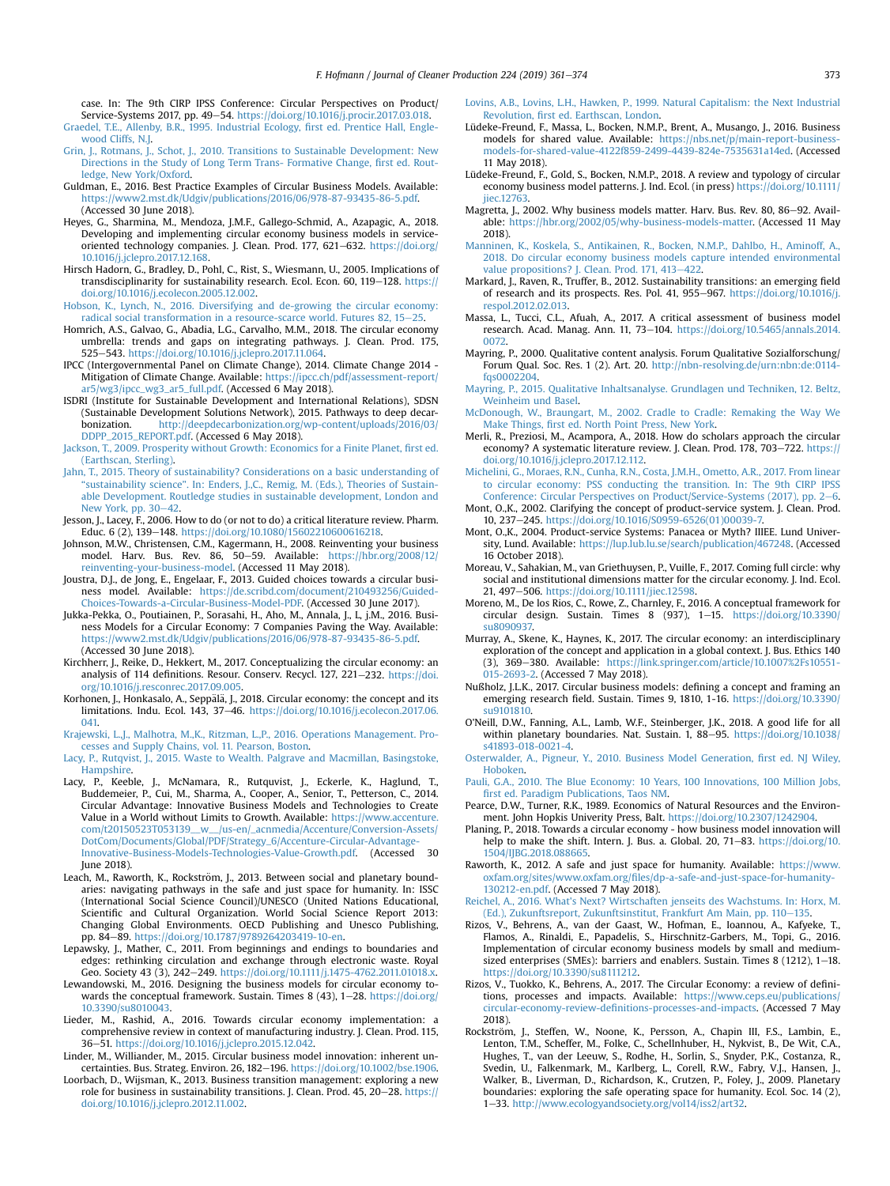case. In: The 9th CIRP IPSS Conference: Circular Perspectives on Product/Service-Systems 2017, pp. 49–54. https://doi.org/10.1016/j.procir.2017.03.018.

Graedel, T.E., Allenby, B.R., 1995. Industrial Ecology, first ed. Prentice Hall, Englewood Cliffs, NJ.

Grin, J., Rotmans, J., Schot, J., 2010. Transitions to Sustainable Development: New Directions in the Study of Long Term Trans- Formative Change, first ed. Routledge, New York/Oxford.

Guldman, E., 2016. Best Practice Examples of Circular Business Models. Available: https://www2.mst.dk/Udgiv/publications/2016/06/978-87-93435-86-5.pdf. (Accessed 30 June 2018).

Heyes, G., Sharmina, M., Mendoza, J.M.F., Gallego-Schmid, A., Azapagic, A., 2018. Developing and implementing circular economy business models in service-oriented technology companies. J. Clean. Prod. 177, 621–632. https://doi.org/10.1016/j.jclepro.2017.12.168.

Hirsch Hadorn, G., Bradley, D., Pohl, C., Rist, S., Wiesmann, U., 2005. Implications of transdisciplinarity for sustainability research. Ecol. Econ. 60, 119–128. https://doi.org/10.1016/j.ecolecon.2005.12.002.

Hobson, K., Lynch, N., 2016. Diversifying and de-growing the circular economy: radical social transformation in a resource-scarce world. Futures 82, 15–25.

Homrich, A.S., Galvao, G., Abadia, L.G., Carvalho, M.M., 2018. The circular economy umbrella: trends and gaps on integrating pathways. J. Clean. Prod. 175, 525–543. https://doi.org/10.1016/j.jclepro.2017.11.064.

IPCC (Intergovernmental Panel on Climate Change), 2014. Climate Change 2014 - Mitigation of Climate Change. Available: https://ipcc.ch/pdf/assessment-report/ar5/wg3/ipcc_wg3_ar5_full.pdf. (Accessed 6 May 2018).

ISDRI (Institute for Sustainable Development and International Relations), SDSN (Sustainable Development Solutions Network), 2015. Pathways to deep decarbonization. http://deepdecarbonization.org/wp-content/uploads/2016/03/DDPP_2015_REPORT.pdf. (Accessed 6 May 2018).

Jackson, T., 2009. Prosperity without Growth: Economics for a Finite Planet, first ed. (Earthscan, Sterling).

Jahn, T., 2015. Theory of sustainability? Considerations on a basic understanding of "sustainability science". In: Enders, J.C., Remig, M. (Eds.), Theories of Sustainable Development. Routledge studies in sustainable development, London and New York, pp. 30–42.

Jesson, J., Lacey, F., 2006. How to do (or not to do) a critical literature review. Pharm. Educ. 6 (2), 139–148. https://doi.org/10.1080/15602210600616218.

Johnson, M.W., Christensen, C.M., Kagermann, H., 2008. Reinventing your business model. Harv. Bus. Rev. 86, 50–59. Available: https://hbr.org/2008/12/reinventing-your-business-model. (Accessed 11 May 2018).

Joustra, D.J., de Jong, E., Engelaar, F., 2013. Guided choices towards a circular business model. Available: https://de.scribd.com/document/210493256/Guided-Choices-Towards-a-Circular-Business-Model-PDF. (Accessed 30 June 2017).

Jukka-Pekka, O., Poutiainen, P., Sorasahi, H., Aho, M., Annala, J., L, j.M., 2016. Business Models for a Circular Economy: 7 Companies Paving the Way. Available: https://www2.mst.dk/Udgiv/publications/2016/06/978-87-93435-86-5.pdf. (Accessed 30 June 2018).

Kirchherr, J., Reike, D., Hekkert, M., 2017. Conceptualizing the circular economy: an analysis of 114 definitions. Resour. Conserv. Recycl. 127, 221–232. https://doi.org/10.1016/j.resconrec.2017.09.005.

Korhonen, J., Honkasalo, A., Seppälä, J., 2018. Circular economy: the concept and its limitations. Indu. Ecol. 143, 37–46. https://doi.org/10.1016/j.ecolecon.2017.06.041.

Krajewski, L.J., Malhotra, M.,K., Ritzman, L.,P., 2016. Operations Management. Processes and Supply Chains, vol. 11. Pearson, Boston.

Lacy, P., Rutqvist, J., 2015. Waste to Wealth. Palgrave and Macmillan, Basingstoke, Hampshire.

Lacy, P., Keeble, J., McNamara, R., Rutqvist, J., Eckerle, K., Haglund, T., Buddemeier, P., Cui, M., Sharma, A., Cooper, A., Senior, T., Petterson, C., 2014. Circular Advantage: Innovative Business Models and Technologies to Create Value in a World without Limits to Growth. Available: https://www.accenture.com/t20150523T053139__w__/us-en/_acnmedia/Accenture/Conversion-Assets/DotCom/Documents/Global/PDF/Strategy_6/Accenture-Circular-Advantage-Innovative-Business-Models-Technologies-Value-Growth.pdf. (Accessed 30 June 2018).

Leach, M., Raworth, K., Rockström, J., 2013. Between social and planetary boundaries: navigating pathways in the safe and just space for humanity. In: ISSC (International Social Science Council)/UNESCO (United Nations Educational, Scientific and Cultural Organization. World Social Science Report 2013: Changing Global Environments. OECD Publishing and Unesco Publishing, pp. 84–89. https://doi.org/10.1787/9789264203419-10-en.

Lepawsky, J., Mather, C., 2011. From beginnings and endings to boundaries and edges: rethinking circulation and exchange through electronic waste. Royal Geo. Society 43 (3), 242–249. https://doi.org/10.1111/j.1475-4762.2011.01018.x.

Lewandowski, M., 2016. Designing the business models for circular economy towards the conceptual framework. Sustain. Times 8 (43), 1–28. https://doi.org/10.3390/su8010043.

Lieder, M., Rashid, A., 2016. Towards circular economy implementation: a comprehensive review in context of manufacturing industry. J. Clean. Prod. 115, 36–51. https://doi.org/10.1016/j.jclepro.2015.12.042.

Linder, M., Williander, M., 2015. Circular business model innovation: inherent uncertainties. Bus. Strateg. Environ. 26, 182–196. https://doi.org/10.1002/bse.1906.

Loorbach, D., Wijsman, K., 2013. Business transition management: exploring a new role for business in sustainability transitions. J. Clean. Prod. 45, 20–28. https://doi.org/10.1016/j.jclepro.2012.11.002.

Lovins, A.B., Lovins, L.H., Hawken, P., 1999. Natural Capitalism: the Next Industrial Revolution, first ed. Earthscan, London.

Lüdeke-Freund, F., Massa, L., Bocken, N.M.P., Brent, A., Musango, J., 2016. Business models for shared value. Available: https://nbs.net/p/main-report-business-models-for-shared-value-4122f859-2499-4439-824e-7535631a14ed. (Accessed 11 May 2018).

Lüdeke-Freund, F., Gold, S., Bocken, N.M.P., 2018. A review and typology of circular economy business model patterns. J. Ind. Ecol. (in press) https://doi.org/10.1111/jiec.12763.

Magretta, J., 2002. Why business models matter. Harv. Bus. Rev. 80, 86–92. Available: https://hbr.org/2002/05/why-business-models-matter. (Accessed 11 May 2018).

Manninen, K., Koskela, S., Antikainen, R., Bocken, N.M.P., Dahlbo, H., Aminoff, A., 2018. Do circular economy business models capture intended environmental value propositions? J. Clean. Prod. 171, 413–422.

Markard, J., Raven, R., Truffer, B., 2012. Sustainability transitions: an emerging field of research and its prospects. Res. Pol. 41, 955–967. https://doi.org/10.1016/j.respol.2012.02.013.

Massa, L., Tucci, C.L., Afuah, A., 2017. A critical assessment of business model research. Acad. Manag. Ann. 11, 73–104. https://doi.org/10.5465/annals.2014.0072.

Mayring, P., 2000. Qualitative content analysis. Forum Qualitative Sozialforschung/Forum Qual. Soc. Res. 1 (2). Art. 20. http://nbn-resolving.de/urn:nbn:de:0114-fqs0002204.

Mayring, P., 2015. Qualitative Inhaltsanalyse. Grundlagen und Techniken, 12. Beltz, Weinheim und Basel.

McDonough, W., Braungart, M., 2002. Cradle to Cradle: Remaking the Way We Make Things, first ed. North Point Press, New York.

Merli, R., Preziosi, M., Acampora, A., 2018. How do scholars approach the circular economy? A systematic literature review. J. Clean. Prod. 178, 703–722. https://doi.org/10.1016/j.jclepro.2017.12.112.

Michelini, G., Moraes, R.N., Cunha, R.N., Costa, J.M.H., Ometto, A.R., 2017. From linear to circular economy: PSS conducting the transition. In: The 9th CIRP IPSS Conference: Circular Perspectives on Product/Service-Systems (2017), pp. 2–6.

Mont, O.,K., 2002. Clarifying the concept of product-service system. J. Clean. Prod. 10, 237–245. https://doi.org/10.1016/S0959-6526(01)00039-7.

Mont, O.,K., 2004. Product-service Systems: Panacea or Myth? IIIEE. Lund University, Lund. Available: https://lup.lub.lu.se/search/publication/467248. (Accessed 16 October 2018).

Moreau, V., Sahakian, M., van Griethuysen, P., Vuille, F., 2017. Coming full circle: why social and institutional dimensions matter for the circular economy. J. Ind. Ecol. 21, 497–506. https://doi.org/10.1111/jiec.12598.

Moreno, M., De los Rios, C., Rowe, Z., Charnley, F., 2016. A conceptual framework for circular design. Sustain. Times 8 (937), 1–15. https://doi.org/10.3390/su8090937.

Murray, A., Skene, K., Haynes, K., 2017. The circular economy: an interdisciplinary exploration of the concept and application in a global context. J. Bus. Ethics 140 (3), 369–380. Available: https://link.springer.com/article/10.1007%2Fs10551-015-2693-2. (Accessed 7 May 2018).

Nußholz, J.L.K., 2017. Circular business models: defining a concept and framing an emerging research field. Sustain. Times 9, 1810, 1-16. https://doi.org/10.3390/su9101810.

O'Neill, D.W., Fanning, A.L., Lamb, W.F., Steinberger, J.K., 2018. A good life for all within planetary boundaries. Nat. Sustain. 1, 88–95. https://doi.org/10.1038/s41893-018-0021-4.

Osterwalder, A., Pigneur, Y., 2010. Business Model Generation, first ed. NJ Wiley, Hoboken.

Pauli, G.A., 2010. The Blue Economy: 10 Years, 100 Innovations, 100 Million Jobs, first ed. Paradigm Publications, Taos NM.

Pearce, D.W., Turner, R.K., 1989. Economics of Natural Resources and the Environment. John Hopkis Univerity Press, Balt. https://doi.org/10.2307/1242904.

Planing, P., 2018. Towards a circular economy - how business model innovation will help to make the shift. Intern. J. Bus. a. Global. 20, 71–83. https://doi.org/10.1504/IJBG.2018.088665.

Raworth, K., 2012. A safe and just space for humanity. Available: https://www.oxfam.org/sites/www.oxfam.org/files/dp-a-safe-and-just-space-for-humanity-130212-en.pdf. (Accessed 7 May 2018).

Reichel, A., 2016. What's Next? Wirtschaften jenseits des Wachstums. In: Horx, M. (Ed.), Zukunftsreport, Zukunftsinstitut, Frankfurt Am Main, pp. 110–135.

Rizos, V., Behrens, A., van der Gaast, W., Hofman, E., Ioannou, A., Kafyeke, T., Flamos, A., Rinaldi, E., Papadelis, S., Hirschnitz-Garbers, M., Topi, G., 2016. Implementation of circular economy business models by small and medium-sized enterprises (SMEs): barriers and enablers. Sustain. Times 8 (1212), 1–18. https://doi.org/10.3390/su8111212.

Rizos, V., Tuokko, K., Behrens, A., 2017. The Circular Economy: a review of definitions, processes and impacts. Available: https://www.ceps.eu/publications/circular-economy-review-definitions-processes-and-impacts. (Accessed 7 May 2018).

Rockström, J., Steffen, W., Noone, K., Persson, A., Chapin III, F.S., Lambin, E., Lenton, T.M., Scheffer, M., Folke, C., Schellnhuber, H., Nykvist, B., De Wit, C.A., Hughes, T., van der Leeuw, S., Rodhe, H., Sorlin, S., Snyder, P.K., Costanza, R., Svedin, U., Falkenmark, M., Karlberg, L., Corell, R.W., Fabry, V.J., Hansen, J., Walker, B., Liverman, D., Richardson, K., Crutzen, P., Foley, J., 2009. Planetary boundaries: exploring the safe operating space for humanity. Ecol. Soc. 14 (2), 1–33. http://www.ecologyandsociety.org/vol14/iss2/art32.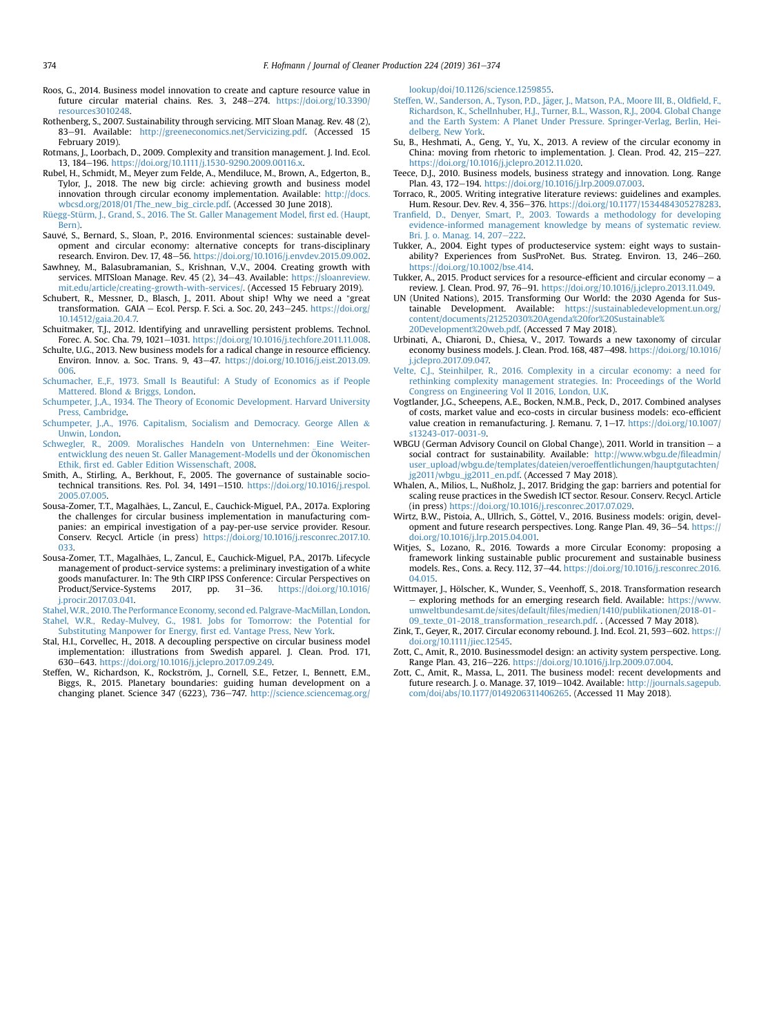Roos, G., 2014. Business model innovation to create and capture resource value in future circular material chains. Res. 3, 248–274. https://doi.org/10.3390/resources3010248.

Rothenberg, S., 2007. Sustainability through servicing. MIT Sloan Manag. Rev. 48 (2), 83–91. Available: http://greeneconomics.net/Servicizing.pdf. (Accessed 15 February 2019).

Rotmans, J., Loorbach, D., 2009. Complexity and transition management. J. Ind. Ecol. 13, 184–196. https://doi.org/10.1111/j.1530-9290.2009.00116.x.

Rubel, H., Schmidt, M., Meyer zum Felde, A., Mendiluce, M., Brown, A., Edgerton, B., Tylor, J., 2018. The new big circle: achieving growth and business model innovation through circular economy implementation. Available: http://docs.wbcsd.org/2018/01/The_new_big_circle.pdf. (Accessed 30 June 2018).

Rüegg-Stürm, J., Grand, S., 2016. The St. Galler Management Model, first ed. (Haupt, Bern).

Sauvé, S., Bernard, S., Sloan, P., 2016. Environmental sciences: sustainable development and circular economy: alternative concepts for trans-disciplinary research. Environ. Dev. 17, 48–56. https://doi.org/10.1016/j.envdev.2015.09.002.

Sawhney, M., Balasubramanian, S., Krishnan, V.,V., 2004. Creating growth with services. MITSloan Manage. Rev. 45 (2), 34–43. Available: https://sloanreview.mit.edu/article/creating-growth-with-services/. (Accessed 15 February 2019).

Schubert, R., Messner, D., Blasch, J., 2011. About ship! Why we need a "great transformation. GAIA – Ecol. Persp. F. Sci. a. Soc. 20, 243–245. https://doi.org/10.14512/gaia.20.4.7.

Schuitmaker, T.J., 2012. Identifying and unravelling persistent problems. Technol. Forec. A. Soc. Cha. 79, 1021–1031. https://doi.org/10.1016/j.techfore.2011.11.008.

Schulte, U.G., 2013. New business models for a radical change in resource efficiency. Environ. Innov. a. Soc. Trans. 9, 43–47. https://doi.org/10.1016/j.eist.2013.09.006.

Schumacher, E.,F., 1973. Small Is Beautiful: A Study of Economics as if People Mattered. Blond & Briggs, London.

Schumpeter, J.,A., 1934. The Theory of Economic Development. Harvard University Press, Cambridge.

Schumpeter, J.,A., 1976. Capitalism, Socialism and Democracy. George Allen & Unwin, London.

Schwegler, R., 2009. Moralisches Handeln von Unternehmen: Eine Weiterentwicklung des neuen St. Galler Management-Modells und der Ökonomischen Ethik, first ed. Gabler Edition Wissenschaft, 2008.

Smith, A., Stirling, A., Berkhout, F., 2005. The governance of sustainable socio-technical transitions. Res. Pol. 34, 1491–1510. https://doi.org/10.1016/j.respol.2005.07.005.

Sousa-Zomer, T.T., Magalhães, L., Zancul, E., Cauchick-Miguel, P.A., 2017a. Exploring the challenges for circular business implementation in manufacturing companies: an empirical investigation of a pay-per-use service provider. Resour. Conserv. Recycl. Article (in press) https://doi.org/10.1016/j.resconrec.2017.10.033.

Sousa-Zomer, T.T., Magalhães, L., Zancul, E., Cauchick-Miguel, P.A., 2017b. Lifecycle management of product-service systems: a preliminary investigation of a white goods manufacturer. In: The 9th CIRP IPSS Conference: Circular Perspectives on Product/Service-Systems 2017, pp. 31–36. https://doi.org/10.1016/j.procir.2017.03.041.

Stahel, W.R., 2010. The Performance Economy, second ed. Palgrave-MacMillan, London.

Stahel, W.R., Reday-Mulvey, G., 1981. Jobs for Tomorrow: the Potential for Substituting Manpower for Energy, first ed. Vantage Press, New York.

Stal, H.I., Corvellec, H., 2018. A decoupling perspective on circular business model implementation: illustrations from Swedish apparel. J. Clean. Prod. 171, 630–643. https://doi.org/10.1016/j.jclepro.2017.09.249.

Steffen, W., Richardson, K., Rockström, J., Cornell, S.E., Fetzer, I., Bennett, E.M., Biggs, R., 2015. Planetary boundaries: guiding human development on a changing planet. Science 347 (6223), 736–747. http://science.sciencemag.org/lookup/doi/10.1126/science.1259855.

Steffen, W., Sanderson, A., Tyson, P.D., Jäger, J., Matson, P.A., Moore III, B., Oldfield, F., Richardson, K., Schellnhuber, H.J., Turner, B.L., Wasson, R.J., 2004. Global Change and the Earth System: A Planet Under Pressure. Springer-Verlag, Berlin, Heidelberg, New York.

Su, B., Heshmati, A., Geng, Y., Yu, X., 2013. A review of the circular economy in China: moving from rhetoric to implementation. J. Clean. Prod. 42, 215–227. https://doi.org/10.1016/j.jclepro.2012.11.020.

Teece, D.J., 2010. Business models, business strategy and innovation. Long. Range Plan. 43, 172–194. https://doi.org/10.1016/j.lrp.2009.07.003.

Torraco, R., 2005. Writing integrative literature reviews: guidelines and examples. Hum. Resour. Dev. Rev. 4, 356–376. https://doi.org/10.1177/1534484305278283.

Tranfield, D., Denyer, Smart, P., 2003. Towards a methodology for developing evidence-informed management knowledge by means of systematic review. Bri. J. o. Manag. 14, 207–222.

Tukker, A., 2004. Eight types of producteservice system: eight ways to sustainability? Experiences from SusProNet. Bus. Strateg. Environ. 13, 246–260. https://doi.org/10.1002/bse.414.

Tukker, A., 2015. Product services for a resource-efficient and circular economy – a review. J. Clean. Prod. 97, 76–91. https://doi.org/10.1016/j.jclepro.2013.11.049.

UN (United Nations), 2015. Transforming Our World: the 2030 Agenda for Sustainable Development. Available: https://sustainabledevelopment.un.org/content/documents/21252030%20Agenda%20for%20Sustainable%20Development%20web.pdf. (Accessed 7 May 2018).

Urbinati, A., Chiaroni, D., Chiesa, V., 2017. Towards a new taxonomy of circular economy business models. J. Clean. Prod. 168, 487–498. https://doi.org/10.1016/j.jclepro.2017.09.047.

Velte, C.J., Steinhilper, R., 2016. Complexity in a circular economy: a need for rethinking complexity management strategies. In: Proceedings of the World Congress on Engineering Vol II 2016, London, U.K.

Vogtlander, J.G., Scheepens, A.E., Bocken, N.M.B., Peck, D., 2017. Combined analyses of costs, market value and eco-costs in circular business models: eco-efficient value creation in remanufacturing. J. Remanu. 7, 1–17. https://doi.org/10.1007/s13243-017-0031-9.

WBGU (German Advisory Council on Global Change), 2011. World in transition – a social contract for sustainability. Available: http://www.wbgu.de/fileadmin/user_upload/wbgu.de/templates/dateien/veroeffentlichungen/hauptgutachten/jg2011/wbgu_jg2011_en.pdf. (Accessed 7 May 2018).

Whalen, A., Milios, L., Nußholz, J., 2017. Bridging the gap: barriers and potential for scaling reuse practices in the Swedish ICT sector. Resour. Conserv. Recycl. Article (in press) https://doi.org/10.1016/j.resconrec.2017.07.029.

Wirtz, B.W., Pistoia, A., Ullrich, S., Göttel, V., 2016. Business models: origin, development and future research perspectives. Long. Range Plan. 49, 36–54. https://doi.org/10.1016/j.lrp.2015.04.001.

Witjes, S., Lozano, R., 2016. Towards a more Circular Economy: proposing a framework linking sustainable public procurement and sustainable business models. Res., Cons. a. Recy. 112, 37–44. https://doi.org/10.1016/j.resconrec.2016.04.015.

Wittmayer, J., Hölscher, K., Wunder, S., Veenhoff, S., 2018. Transformation research – exploring methods for an emerging research field. Available: https://www.umweltbundesamt.de/sites/default/files/medien/1410/publikationen/2018-01-09_texte_01-2018_transformation_research.pdf. . (Accessed 7 May 2018).

Zink, T., Geyer, R., 2017. Circular economy rebound. J. Ind. Ecol. 21, 593–602. https://doi.org/10.1111/jiec.12545.

Zott, C., Amit, R., 2010. Businessmodel design: an activity system perspective. Long. Range Plan. 43, 216–226. https://doi.org/10.1016/j.lrp.2009.07.004.

Zott, C., Amit, R., Massa, L., 2011. The business model: recent developments and future research. J. o. Manage. 37, 1019–1042. Available: http://journals.sagepub.com/doi/abs/10.1177/0149206311406265. (Accessed 11 May 2018).